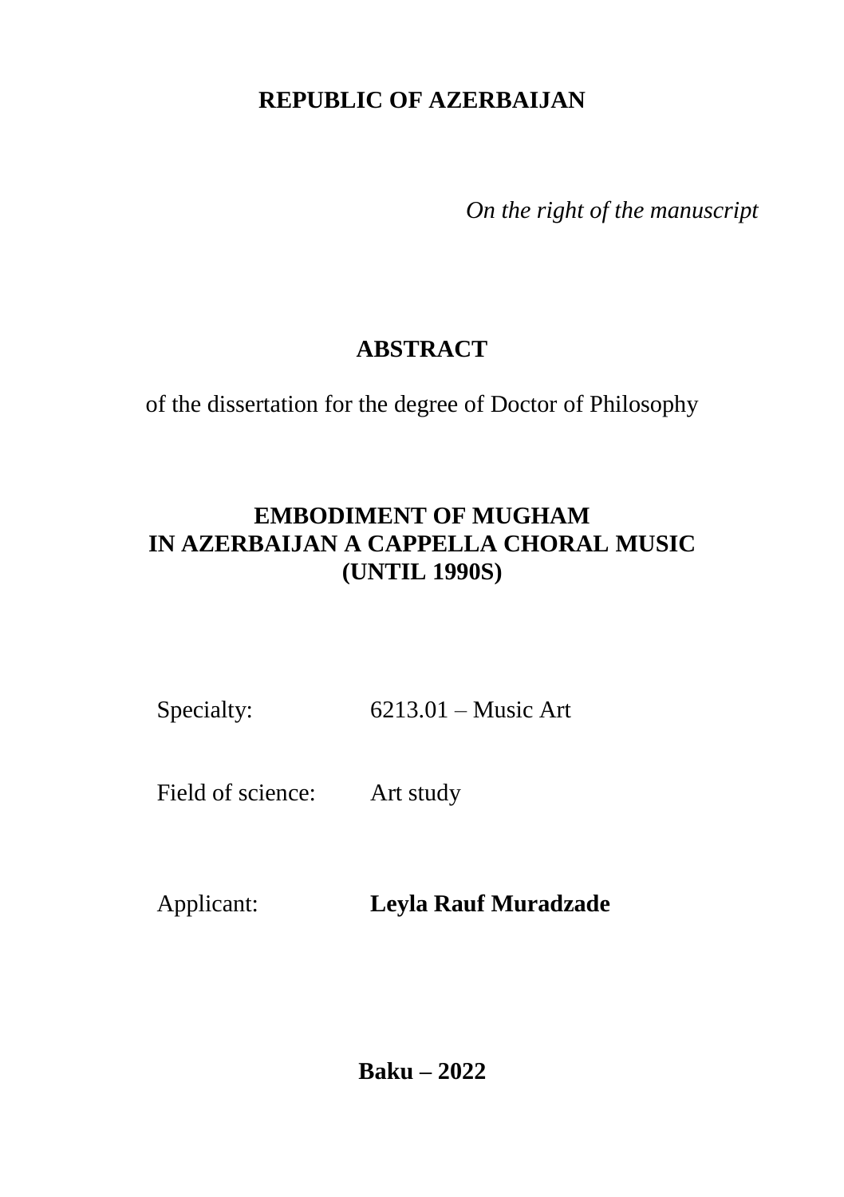**REPUBLIC OF AZERBAIJAN**

*On the right of the manuscript*

# ABSTRACT

of the dissertation for the degree of Doctor of Philosophy

# EMBODIMENT OF MUGHAM IN AZERBAIJAN A CAPPELLA CHORAL MUSIC (UNTIL 1990S)

Specialty: 6213.01 – Music Art

Field of science: Art study

Applicant: **Leyla Rauf Muradzade**

**Baku – 2022**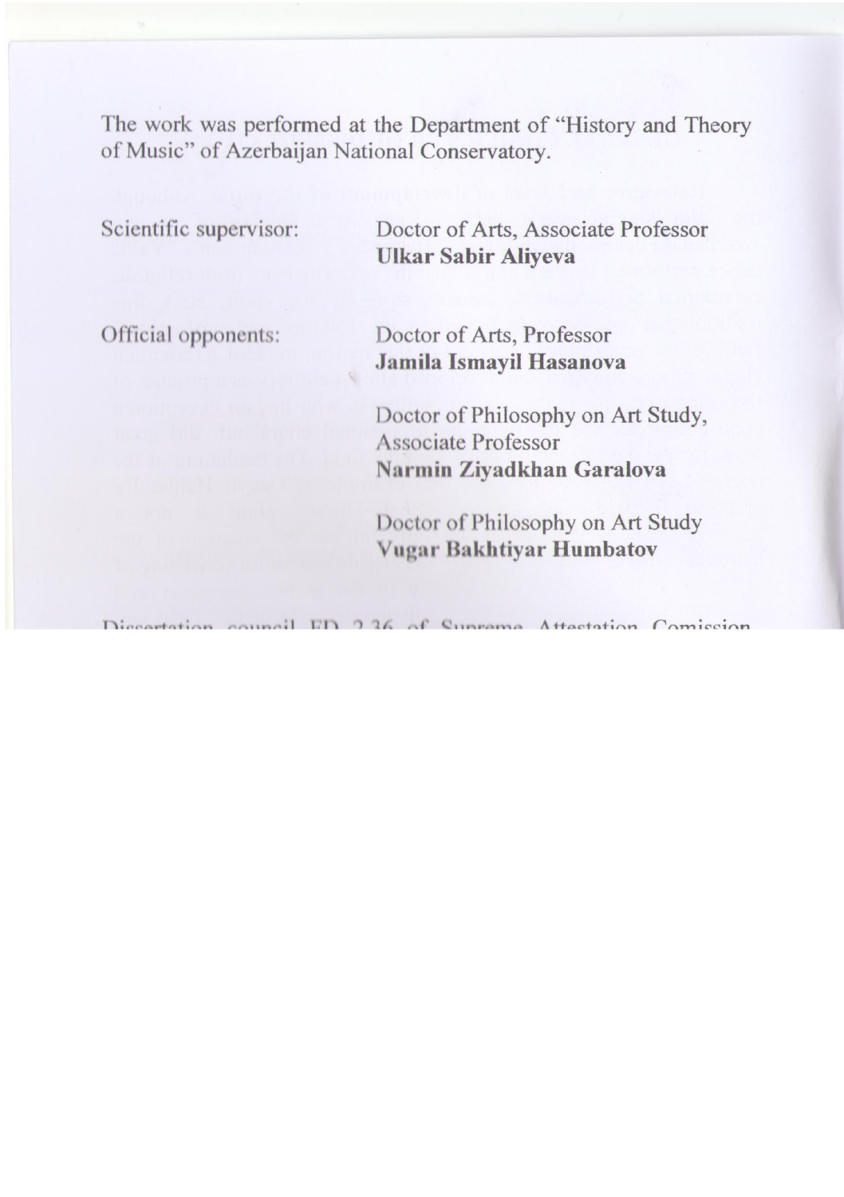The work was performed at the Department of "History and Theory of Music" of Azerbaijan National Conservatory.

Scientific supervisor: Doctor of Arts, Associate Professor
**Ulkar Sabir Aliyeva**

Official opponents: Doctor of Arts, Professor
**Jamila Ismayil Hasanova**

Doctor of Philosophy on Art Study, Associate Professor
**Narmin Ziyadkhan Garalova**

Doctor of Philosophy on Art Study
**Vugar Bakhtiyar Humbatov**

Dissertation council ED 2.36 of Supreme Attestation Comission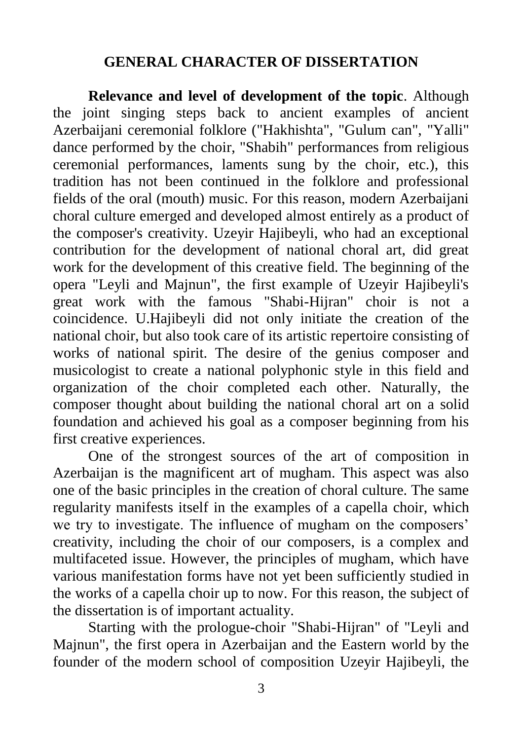## GENERAL CHARACTER OF DISSERTATION

**Relevance and level of development of the topic**. Although the joint singing steps back to ancient examples of ancient Azerbaijani ceremonial folklore ("Hakhishta", "Gulum can", "Yalli" dance performed by the choir, "Shabih" performances from religious ceremonial performances, laments sung by the choir, etc.), this tradition has not been continued in the folklore and professional fields of the oral (mouth) music. For this reason, modern Azerbaijani choral culture emerged and developed almost entirely as a product of the composer's creativity. Uzeyir Hajibeyli, who had an exceptional contribution for the development of national choral art, did great work for the development of this creative field. The beginning of the opera "Leyli and Majnun", the first example of Uzeyir Hajibeyli's great work with the famous "Shabi-Hijran" choir is not a coincidence. U.Hajibeyli did not only initiate the creation of the national choir, but also took care of its artistic repertoire consisting of works of national spirit. The desire of the genius composer and musicologist to create a national polyphonic style in this field and organization of the choir completed each other. Naturally, the composer thought about building the national choral art on a solid foundation and achieved his goal as a composer beginning from his first creative experiences.

One of the strongest sources of the art of composition in Azerbaijan is the magnificent art of mugham. This aspect was also one of the basic principles in the creation of choral culture. The same regularity manifests itself in the examples of a capella choir, which we try to investigate. The influence of mugham on the composers' creativity, including the choir of our composers, is a complex and multifaceted issue. However, the principles of mugham, which have various manifestation forms have not yet been sufficiently studied in the works of a capella choir up to now. For this reason, the subject of the dissertation is of important actuality.

Starting with the prologue-choir "Shabi-Hijran" of "Leyli and Majnun", the first opera in Azerbaijan and the Eastern world by the founder of the modern school of composition Uzeyir Hajibeyli, the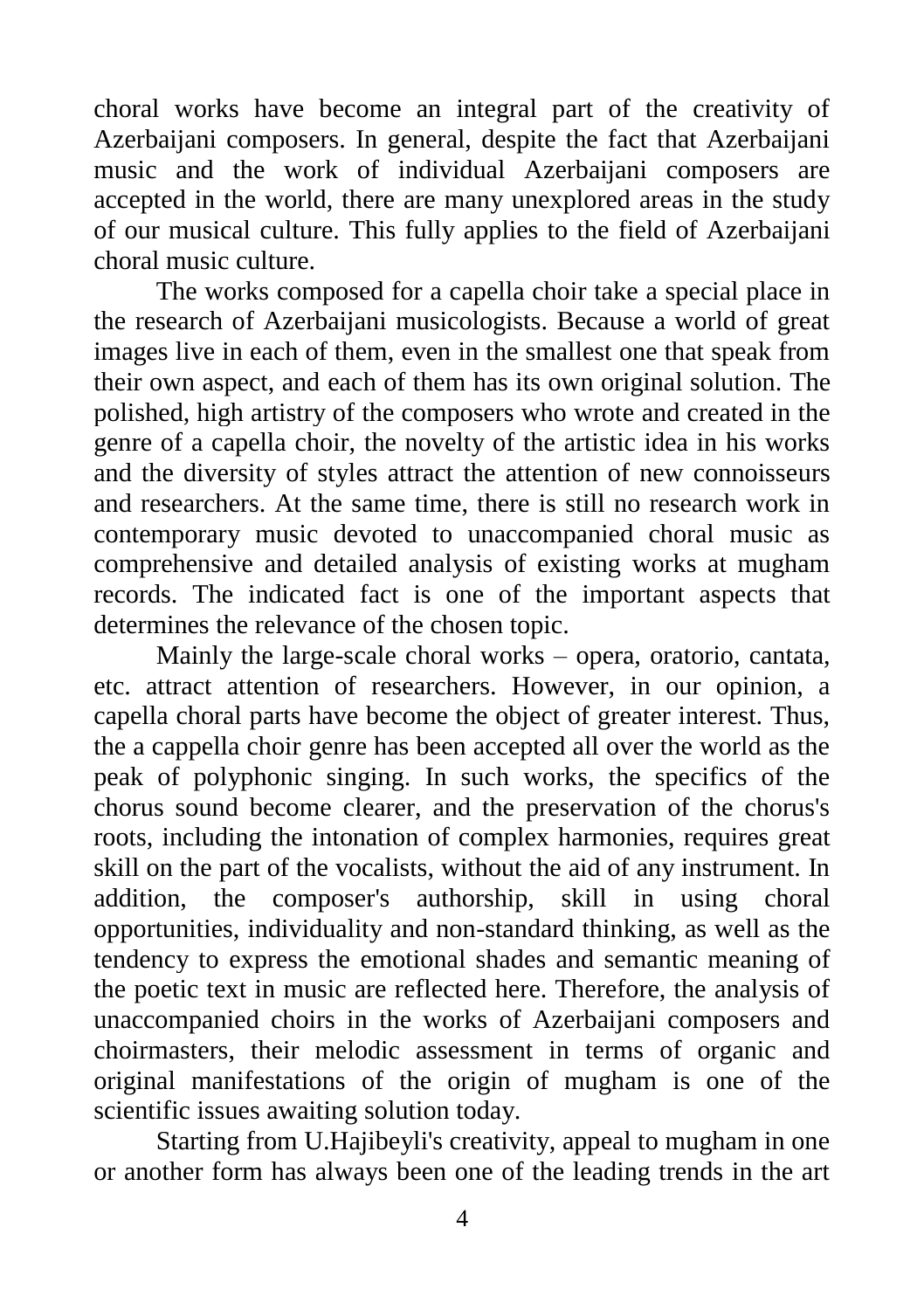choral works have become an integral part of the creativity of Azerbaijani composers. In general, despite the fact that Azerbaijani music and the work of individual Azerbaijani composers are accepted in the world, there are many unexplored areas in the study of our musical culture. This fully applies to the field of Azerbaijani choral music culture.

The works composed for a capella choir take a special place in the research of Azerbaijani musicologists. Because a world of great images live in each of them, even in the smallest one that speak from their own aspect, and each of them has its own original solution. The polished, high artistry of the composers who wrote and created in the genre of a capella choir, the novelty of the artistic idea in his works and the diversity of styles attract the attention of new connoisseurs and researchers. At the same time, there is still no research work in contemporary music devoted to unaccompanied choral music as comprehensive and detailed analysis of existing works at mugham records. The indicated fact is one of the important aspects that determines the relevance of the chosen topic.

Mainly the large-scale choral works – opera, oratorio, cantata, etc. attract attention of researchers. However, in our opinion, a capella choral parts have become the object of greater interest. Thus, the a cappella choir genre has been accepted all over the world as the peak of polyphonic singing. In such works, the specifics of the chorus sound become clearer, and the preservation of the chorus's roots, including the intonation of complex harmonies, requires great skill on the part of the vocalists, without the aid of any instrument. In addition, the composer's authorship, skill in using choral opportunities, individuality and non-standard thinking, as well as the tendency to express the emotional shades and semantic meaning of the poetic text in music are reflected here. Therefore, the analysis of unaccompanied choirs in the works of Azerbaijani composers and choirmasters, their melodic assessment in terms of organic and original manifestations of the origin of mugham is one of the scientific issues awaiting solution today.

Starting from U.Hajibeyli's creativity, appeal to mugham in one or another form has always been one of the leading trends in the art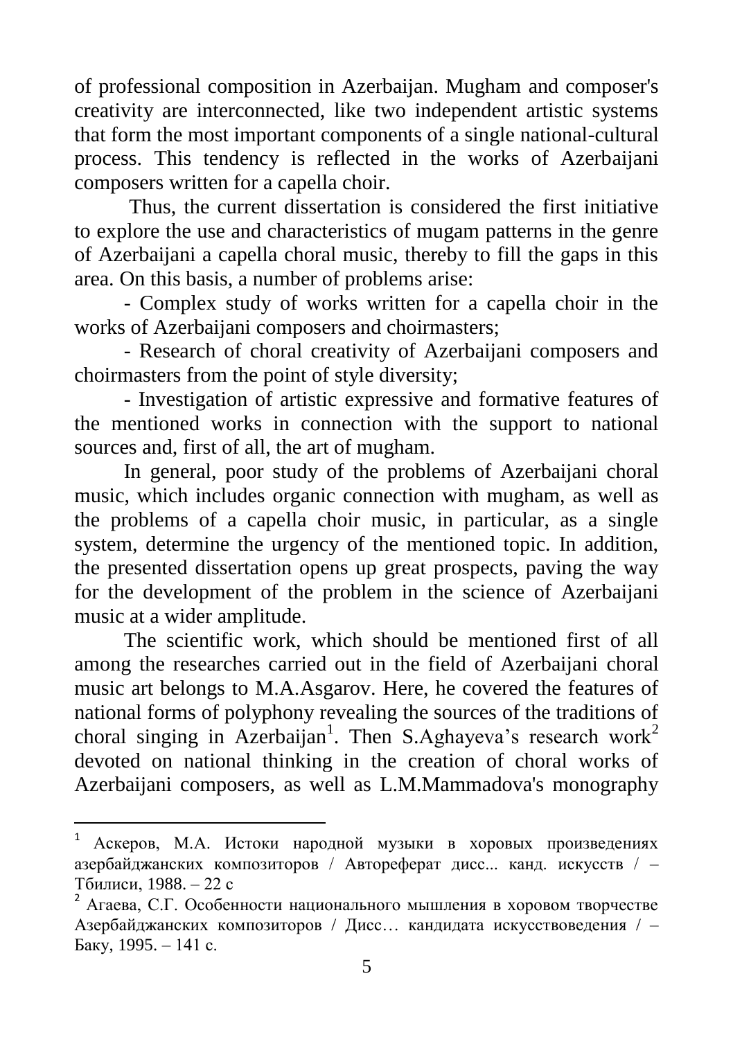of professional composition in Azerbaijan. Mugham and composer's creativity are interconnected, like two independent artistic systems that form the most important components of a single national-cultural process. This tendency is reflected in the works of Azerbaijani composers written for a capella choir.

Thus, the current dissertation is considered the first initiative to explore the use and characteristics of mugam patterns in the genre of Azerbaijani a capella choral music, thereby to fill the gaps in this area. On this basis, a number of problems arise:

- Complex study of works written for a capella choir in the works of Azerbaijani composers and choirmasters;
- Research of choral creativity of Azerbaijani composers and choirmasters from the point of style diversity;
- Investigation of artistic expressive and formative features of the mentioned works in connection with the support to national sources and, first of all, the art of mugham.

In general, poor study of the problems of Azerbaijani choral music, which includes organic connection with mugham, as well as the problems of a capella choir music, in particular, as a single system, determine the urgency of the mentioned topic. In addition, the presented dissertation opens up great prospects, paving the way for the development of the problem in the science of Azerbaijani music at a wider amplitude.

The scientific work, which should be mentioned first of all among the researches carried out in the field of Azerbaijani choral music art belongs to M.A.Asgarov. Here, he covered the features of national forms of polyphony revealing the sources of the traditions of choral singing in Azerbaijan[1]. Then S.Aghayeva's research work[2] devoted on national thinking in the creation of choral works of Azerbaijani composers, as well as L.M.Mammadova's monography

---

[1] Аскеров, М.А. Истоки народной музыки в хоровых произведениях азербайджанских композиторов / Автореферат дисс... канд. искусств / – Тбилиси, 1988. – 22 с

[2] Агаева, С.Г. Особенности национального мышления в хоровом творчестве Азербайджанских композиторов / Дисс… кандидата искусствоведения / – Баку, 1995. – 141 с.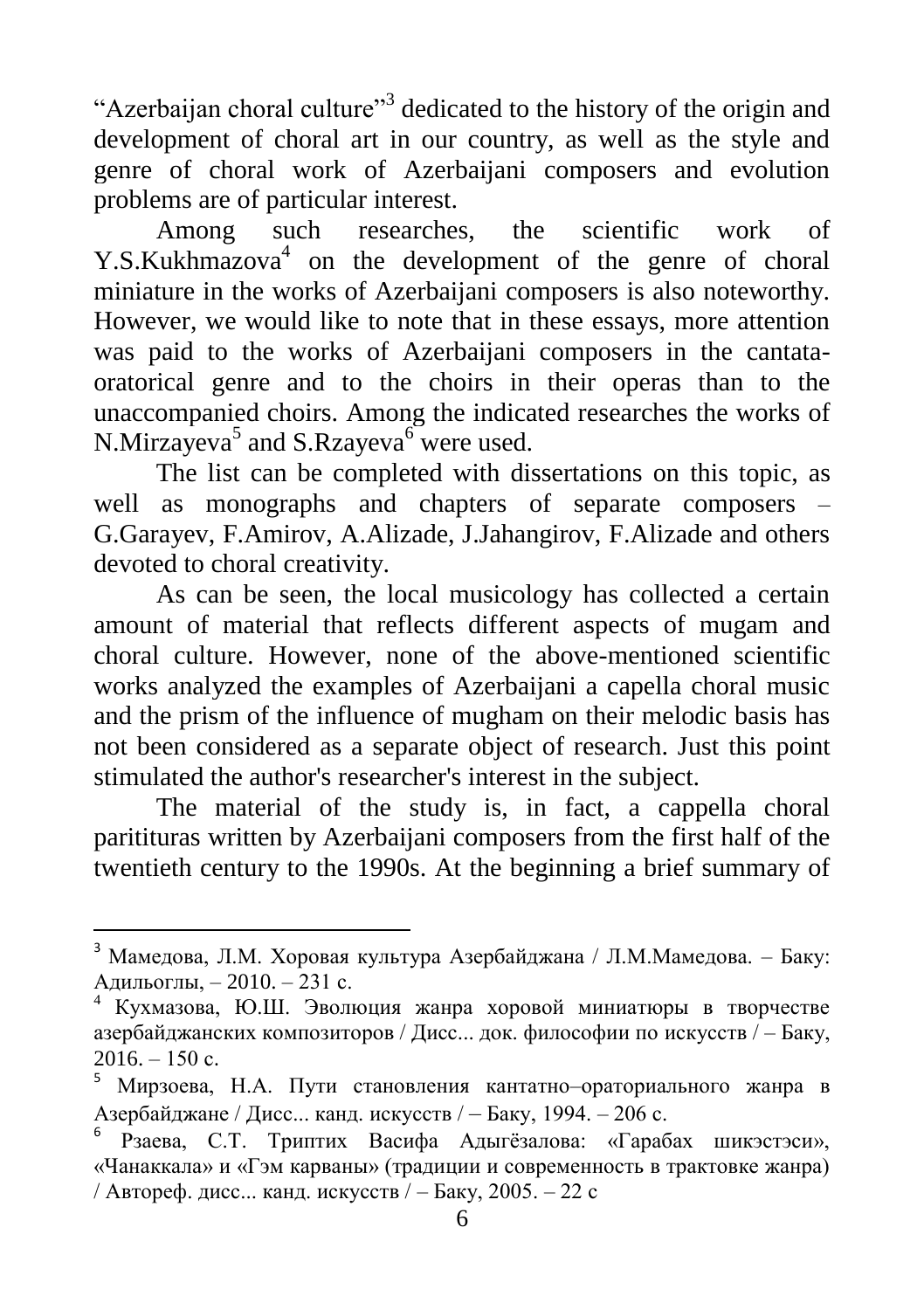"Azerbaijan choral culture"[3] dedicated to the history of the origin and development of choral art in our country, as well as the style and genre of choral work of Azerbaijani composers and evolution problems are of particular interest.

Among such researches, the scientific work of Y.S.Kukhmazova[4] on the development of the genre of choral miniature in the works of Azerbaijani composers is also noteworthy. However, we would like to note that in these essays, more attention was paid to the works of Azerbaijani composers in the cantata-oratorical genre and to the choirs in their operas than to the unaccompanied choirs. Among the indicated researches the works of N.Mirzayeva[5] and S.Rzayeva[6] were used.

The list can be completed with dissertations on this topic, as well as monographs and chapters of separate composers – G.Garayev, F.Amirov, A.Alizade, J.Jahangirov, F.Alizade and others devoted to choral creativity.

As can be seen, the local musicology has collected a certain amount of material that reflects different aspects of mugam and choral culture. However, none of the above-mentioned scientific works analyzed the examples of Azerbaijani a capella choral music and the prism of the influence of mugham on their melodic basis has not been considered as a separate object of research. Just this point stimulated the author's researcher's interest in the subject.

The material of the study is, in fact, a cappella choral parituras written by Azerbaijani composers from the first half of the twentieth century to the 1990s. At the beginning a brief summary of

---

[3] Мамедова, Л.М. Хоровая культура Азербайджана / Л.М.Мамедова. – Баку: Адильоглы, – 2010. – 231 с.

[4] Кухмазова, Ю.Ш. Эволюция жанра хоровой миниатюры в творчестве азербайджанских композиторов / Дисс... док. философии по искусств / – Баку, 2016. – 150 с.

[5] Мирзоева, Н.А. Пути становления кантатно–ораториального жанра в Азербайджане / Дисс... канд. искусств / – Баку, 1994. – 206 с.

[6] Рзаева, С.Т. Триптих Васифа Адыгёзалова: «Гарабах шикэстэси», «Чанаккала» и «Гэм карваны» (традиции и современность в трактовке жанра) / Автореф. дисс... канд. искусств / – Баку, 2005. – 22 с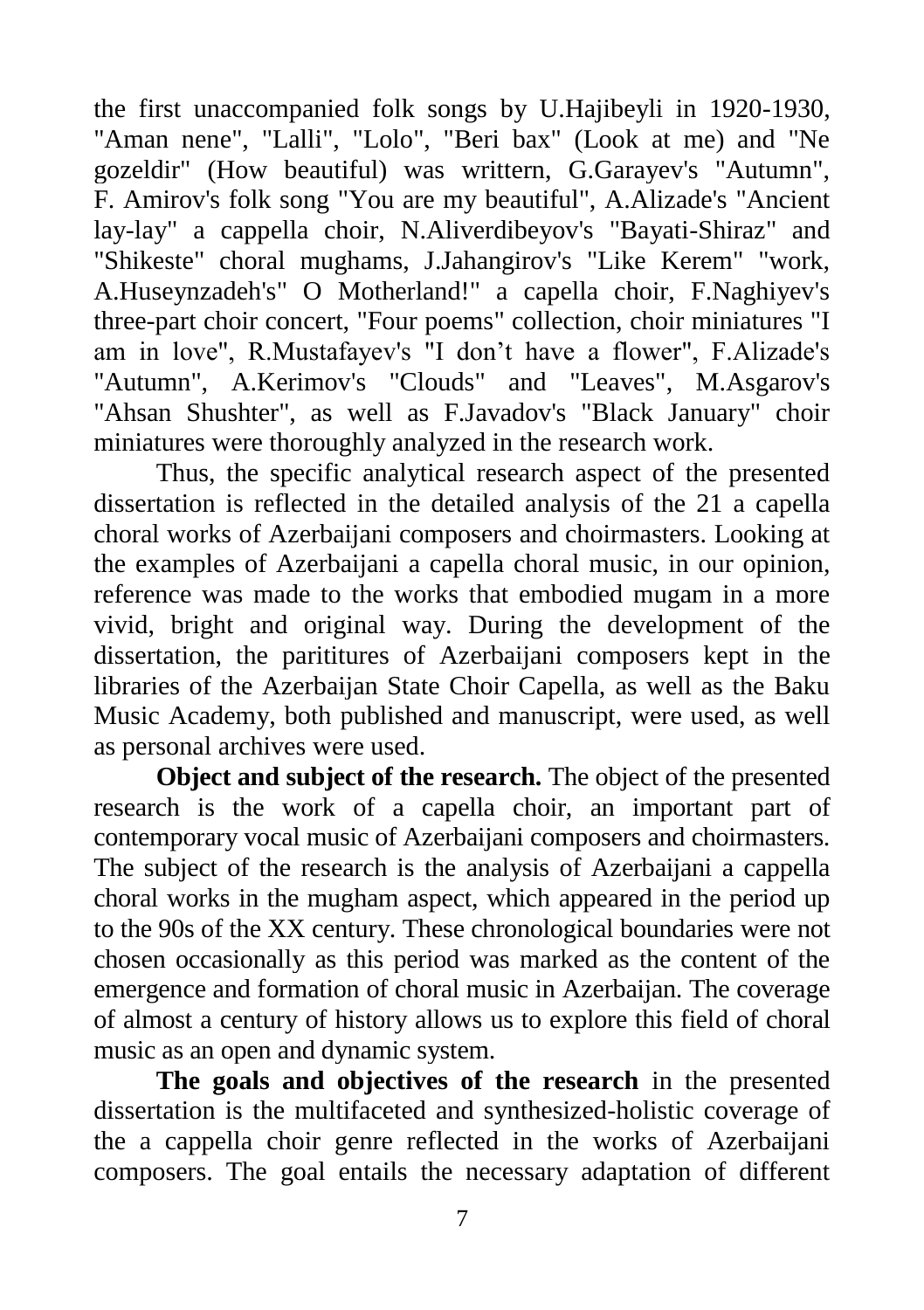the first unaccompanied folk songs by U.Hajibeyli in 1920-1930, "Aman nene", "Lalli", "Lolo", "Beri bax" (Look at me) and "Ne gozeldir" (How beautiful) was writtern, G.Garayev's "Autumn", F. Amirov's folk song "You are my beautiful", A.Alizade's "Ancient lay-lay" a cappella choir, N.Aliverdibeyov's "Bayati-Shiraz" and "Shikeste" choral mughams, J.Jahangirov's "Like Kerem" "work, A.Huseynzadeh's" O Motherland!" a capella choir, F.Naghiyev's three-part choir concert, "Four poems" collection, choir miniatures "I am in love", R.Mustafayev's "I don't have a flower", F.Alizade's "Autumn", A.Kerimov's "Clouds" and "Leaves", M.Asgarov's "Ahsan Shushter", as well as F.Javadov's "Black January" choir miniatures were thoroughly analyzed in the research work.

Thus, the specific analytical research aspect of the presented dissertation is reflected in the detailed analysis of the 21 a capella choral works of Azerbaijani composers and choirmasters. Looking at the examples of Azerbaijani a capella choral music, in our opinion, reference was made to the works that embodied mugam in a more vivid, bright and original way. During the development of the dissertation, the parititures of Azerbaijani composers kept in the libraries of the Azerbaijan State Choir Capella, as well as the Baku Music Academy, both published and manuscript, were used, as well as personal archives were used.

**Object and subject of the research.** The object of the presented research is the work of a capella choir, an important part of contemporary vocal music of Azerbaijani composers and choirmasters. The subject of the research is the analysis of Azerbaijani a cappella choral works in the mugham aspect, which appeared in the period up to the 90s of the XX century. These chronological boundaries were not chosen occasionally as this period was marked as the content of the emergence and formation of choral music in Azerbaijan. The coverage of almost a century of history allows us to explore this field of choral music as an open and dynamic system.

**The goals and objectives of the research** in the presented dissertation is the multifaceted and synthesized-holistic coverage of the a cappella choir genre reflected in the works of Azerbaijani composers. The goal entails the necessary adaptation of different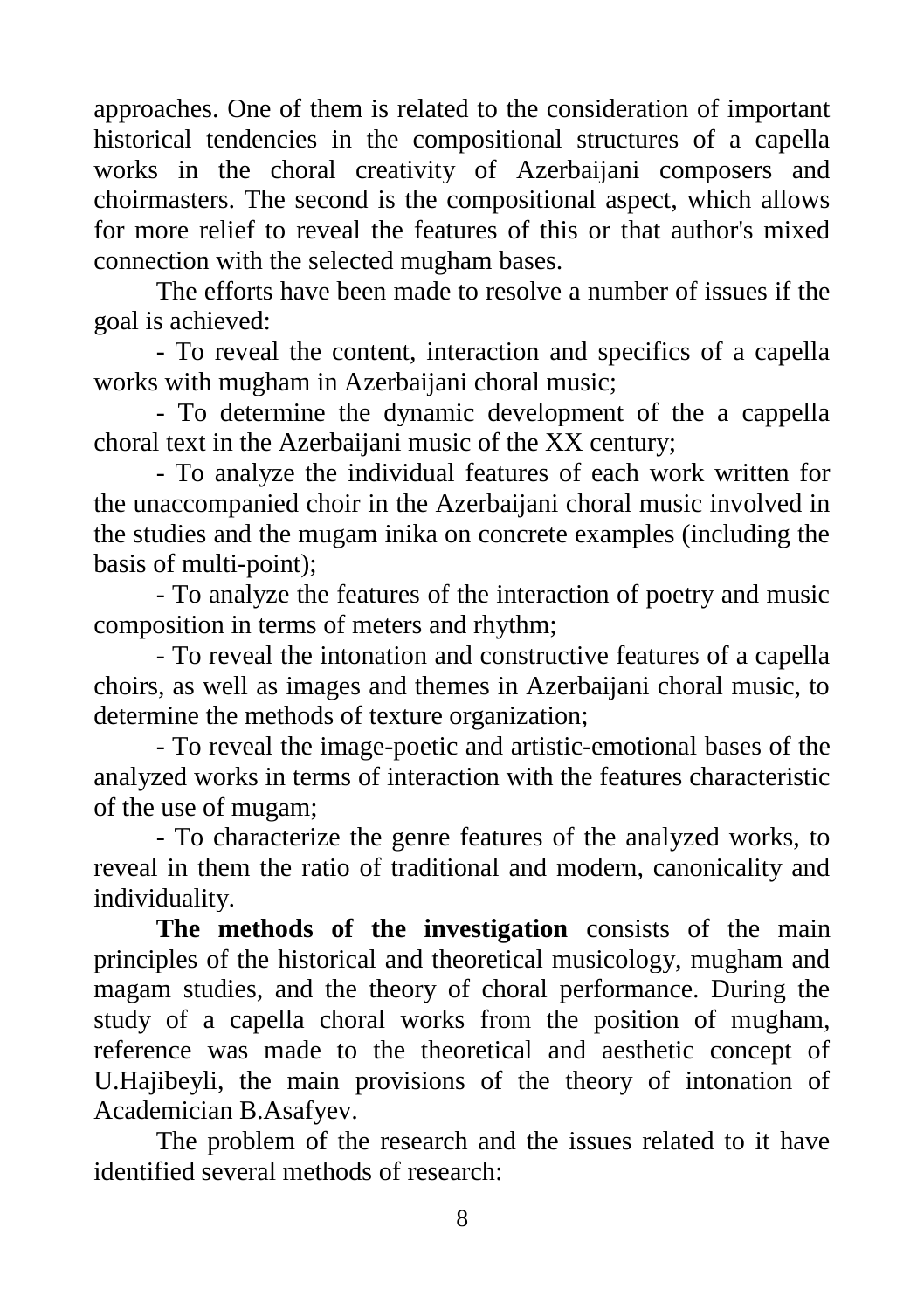approaches. One of them is related to the consideration of important historical tendencies in the compositional structures of a capella works in the choral creativity of Azerbaijani composers and choirmasters. The second is the compositional aspect, which allows for more relief to reveal the features of this or that author's mixed connection with the selected mugham bases.

The efforts have been made to resolve a number of issues if the goal is achieved:

- To reveal the content, interaction and specifics of a capella works with mugham in Azerbaijani choral music;
- To determine the dynamic development of the a cappella choral text in the Azerbaijani music of the XX century;
- To analyze the individual features of each work written for the unaccompanied choir in the Azerbaijani choral music involved in the studies and the mugam inika on concrete examples (including the basis of multi-point);
- To analyze the features of the interaction of poetry and music composition in terms of meters and rhythm;
- To reveal the intonation and constructive features of a capella choirs, as well as images and themes in Azerbaijani choral music, to determine the methods of texture organization;
- To reveal the image-poetic and artistic-emotional bases of the analyzed works in terms of interaction with the features characteristic of the use of mugam;
- To characterize the genre features of the analyzed works, to reveal in them the ratio of traditional and modern, canonicality and individuality.

**The methods of the investigation** consists of the main principles of the historical and theoretical musicology, mugham and magam studies, and the theory of choral performance. During the study of a capella choral works from the position of mugham, reference was made to the theoretical and aesthetic concept of U.Hajibeyli, the main provisions of the theory of intonation of Academician B.Asafyev.

The problem of the research and the issues related to it have identified several methods of research: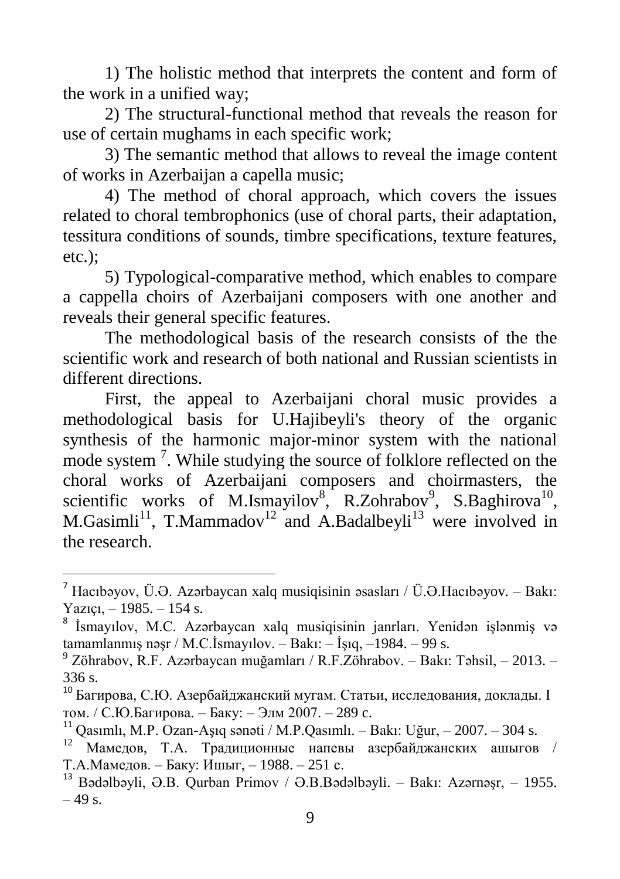1) The holistic method that interprets the content and form of the work in a unified way;

2) The structural-functional method that reveals the reason for use of certain mughams in each specific work;

3) The semantic method that allows to reveal the image content of works in Azerbaijan a capella music;

4) The method of choral approach, which covers the issues related to choral tembrophonics (use of choral parts, their adaptation, tessitura conditions of sounds, timbre specifications, texture features, etc.);

5) Typological-comparative method, which enables to compare a cappella choirs of Azerbaijani composers with one another and reveals their general specific features.

The methodological basis of the research consists of the the scientific work and research of both national and Russian scientists in different directions.

First, the appeal to Azerbaijani choral music provides a methodological basis for U.Hajibeyli's theory of the organic synthesis of the harmonic major-minor system with the national mode system [7]. While studying the source of folklore reflected on the choral works of Azerbaijani composers and choirmasters, the scientific works of M.Ismayilov[8], R.Zohrabov[9], S.Baghirova[10], M.Gasimli[11], T.Mammadov[12] and A.Badalbeyli[13] were involved in the research.

---

[7] Hacıbəyov, Ü.Ə. Azərbaycan xalq musiqisinin əsasları / Ü.Ə.Hacıbəyov. – Bakı: Yazıçı, – 1985. – 154 s.

[8] İsmayılov, M.C. Azərbaycan xalq musiqisinin janrları. Yenidən işlənmiş və tamamlanmış nəşr / M.C.İsmayılov. – Bakı: – İşıq, –1984. – 99 s.

[9] Zöhrabov, R.F. Azərbaycan muğamları / R.F.Zöhrabov. – Bakı: Təhsil, – 2013. – 336 s.

[10] Багирова, С.Ю. Азербайджанский мугам. Статьи, исследования, доклады. I том. / С.Ю.Багирова. – Баку: – Элм 2007. – 289 с.

[11] Qasımlı, M.P. Ozan-Aşıq sənəti / M.P.Qasımlı. – Bakı: Uğur, – 2007. – 304 s.

[12] Мамедов, Т.А. Традиционные напевы азербайджанских ашыгов / Т.А.Мамедов. – Баку: Ишыг, – 1988. – 251 с.

[13] Bədəlbəyli, Ə.B. Qurban Primov / Ə.B.Bədəlbəyli. – Bakı: Azərnəşr, – 1955. – 49 s.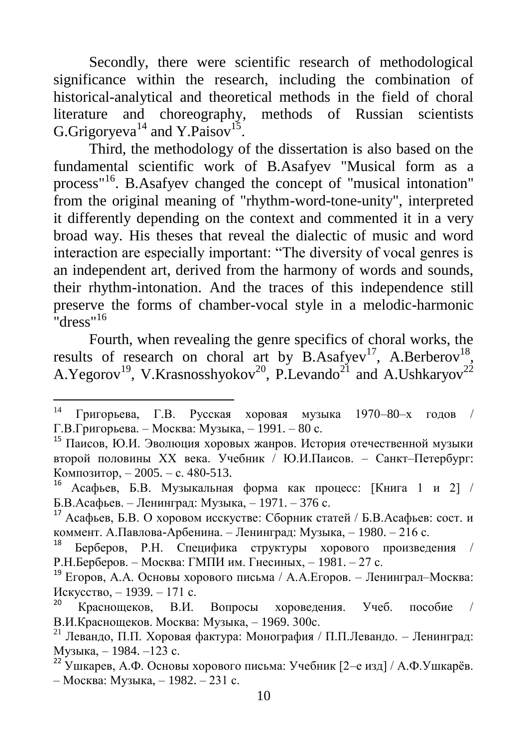Secondly, there were scientific research of methodological significance within the research, including the combination of historical-analytical and theoretical methods in the field of choral literature and choreography, methods of Russian scientists G.Grigoryeva[14] and Y.Paisov[15].

Third, the methodology of the dissertation is also based on the fundamental scientific work of B.Asafyev "Musical form as a process"[16]. B.Asafyev changed the concept of "musical intonation" from the original meaning of "rhythm-word-tone-unity", interpreted it differently depending on the context and commented it in a very broad way. His theses that reveal the dialectic of music and word interaction are especially important: "The diversity of vocal genres is an independent art, derived from the harmony of words and sounds, their rhythm-intonation. And the traces of this independence still preserve the forms of chamber-vocal style in a melodic-harmonic "dress"[16]

Fourth, when revealing the genre specifics of choral works, the results of research on choral art by B.Asafyev[17], A.Berberov[18], A.Yegorov[19], V.Krasnosshyokov[20], P.Levando[21] and A.Ushkaryov[22]

---

[14] Григорьева, Г.В. Русская хоровая музыка 1970–80–х годов / Г.В.Григорьева. – Москва: Музыка, – 1991. – 80 с.

[15] Паисов, Ю.И. Эволюция хоровых жанров. История отечественной музыки второй половины XX века. Учебник / Ю.И.Паисов. – Санкт–Петербург: Композитор, – 2005. – с. 480-513.

[16] Асафьев, Б.В. Музыкальная форма как процесс: [Книга 1 и 2] / Б.В.Асафьев. – Ленинград: Музыка, – 1971. – 376 с.

[17] Асафьев, Б.В. О хоровом исскустве: Сборник статей / Б.В.Асафьев: сост. и коммент. А.Павлова-Арбенина. – Ленинград: Музыка, – 1980. – 216 с.

[18] Берберов, Р.Н. Специфика структуры хорового произведения / Р.Н.Берберов. – Москва: ГМПИ им. Гнесиных, – 1981. – 27 с.

[19] Егоров, А.А. Основы хорового письма / А.А.Егоров. – Ленинграл–Москва: Искусство, – 1939. – 171 с.

[20] Краснощеков, В.И. Вопросы хороведения. Учеб. пособие / В.И.Краснощеков. Москва: Музыка, – 1969. 300с.

[21] Левандо, П.П. Хоровая фактура: Монография / П.П.Левандо. – Ленинград: Музыка, – 1984. –123 с.

[22] Ушкарев, А.Ф. Основы хорового письма: Учебник [2–е изд] / А.Ф.Ушкарёв. – Москва: Музыка, – 1982. – 231 с.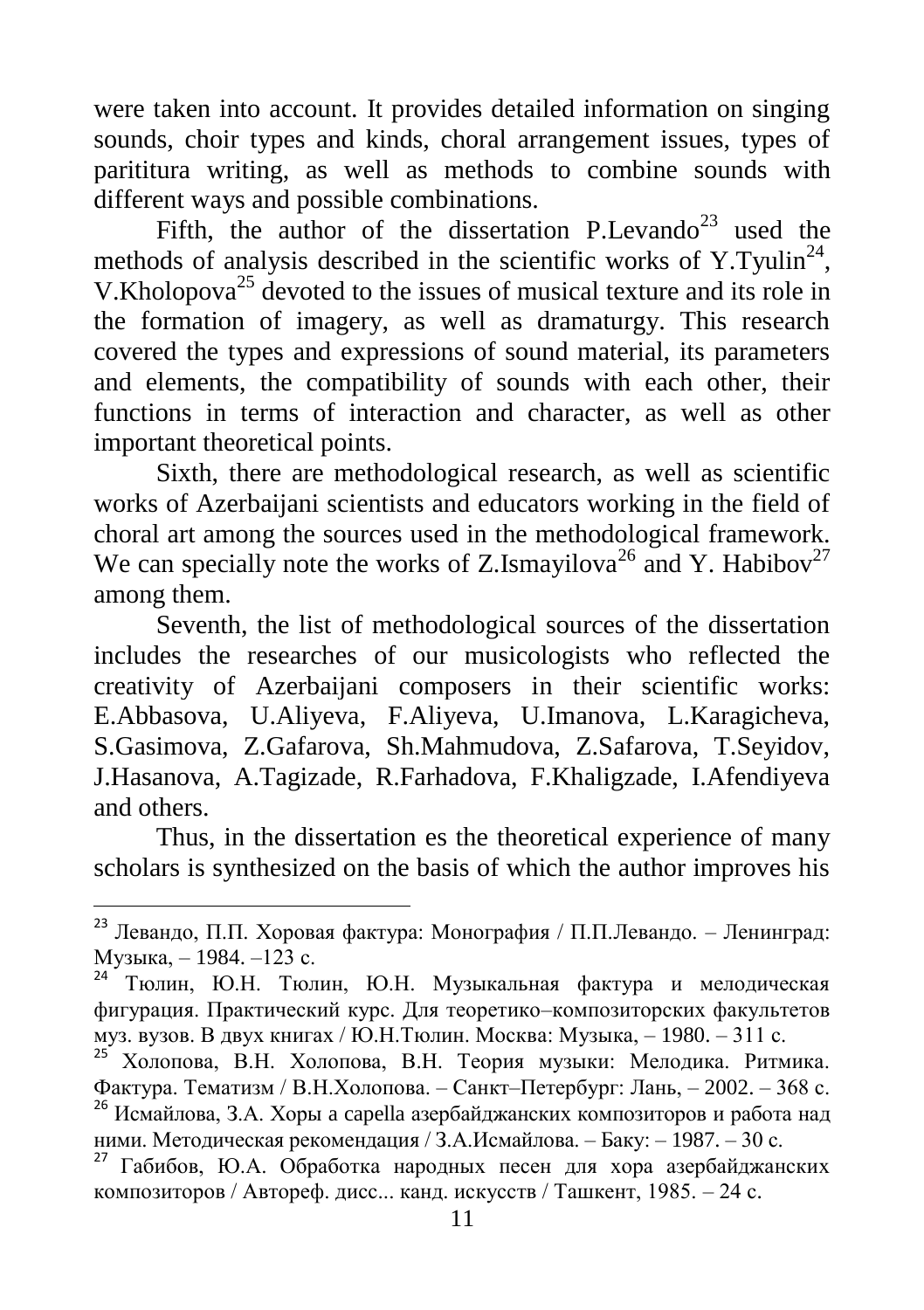were taken into account. It provides detailed information on singing sounds, choir types and kinds, choral arrangement issues, types of parititura writing, as well as methods to combine sounds with different ways and possible combinations.

Fifth, the author of the dissertation P.Levando[23] used the methods of analysis described in the scientific works of Y.Tyulin[24], V.Kholopova[25] devoted to the issues of musical texture and its role in the formation of imagery, as well as dramaturgy. This research covered the types and expressions of sound material, its parameters and elements, the compatibility of sounds with each other, their functions in terms of interaction and character, as well as other important theoretical points.

Sixth, there are methodological research, as well as scientific works of Azerbaijani scientists and educators working in the field of choral art among the sources used in the methodological framework. We can specially note the works of Z.Ismayilova[26] and Y. Habibov[27] among them.

Seventh, the list of methodological sources of the dissertation includes the researches of our musicologists who reflected the creativity of Azerbaijani composers in their scientific works: E.Abbasova, U.Aliyeva, F.Aliyeva, U.Imanova, L.Karagicheva, S.Gasimova, Z.Gafarova, Sh.Mahmudova, Z.Safarova, T.Seyidov, J.Hasanova, A.Tagizade, R.Farhadova, F.Khaligzade, I.Afendiyeva and others.

Thus, in the dissertation es the theoretical experience of many scholars is synthesized on the basis of which the author improves his

---

[23] Левандо, П.П. Хоровая фактура: Монография / П.П.Левандо. – Ленинград: Музыка, – 1984. –123 с.

[24] Тюлин, Ю.Н. Тюлин, Ю.Н. Музыкальная фактура и мелодическая фигурация. Практический курс. Для теоретико–композиторских факультетов муз. вузов. В двух книгах / Ю.Н.Тюлин. Москва: Музыка, – 1980. – 311 с.

[25] Холопова, В.Н. Холопова, В.Н. Теория музыки: Мелодика. Ритмика. Фактура. Тематизм / В.Н.Холопова. – Санкт–Петербург: Лань, – 2002. – 368 с.

[26] Исмайлова, З.А. Хоры a capella азербайджанских композиторов и работа над ними. Методическая рекомендация / З.А.Исмайлова. – Баку: – 1987. – 30 с.

[27] Габибов, Ю.А. Обработка народных песен для хора азербайджанских композиторов / Автореф. дисс... канд. искусств / Ташкент, 1985. – 24 с.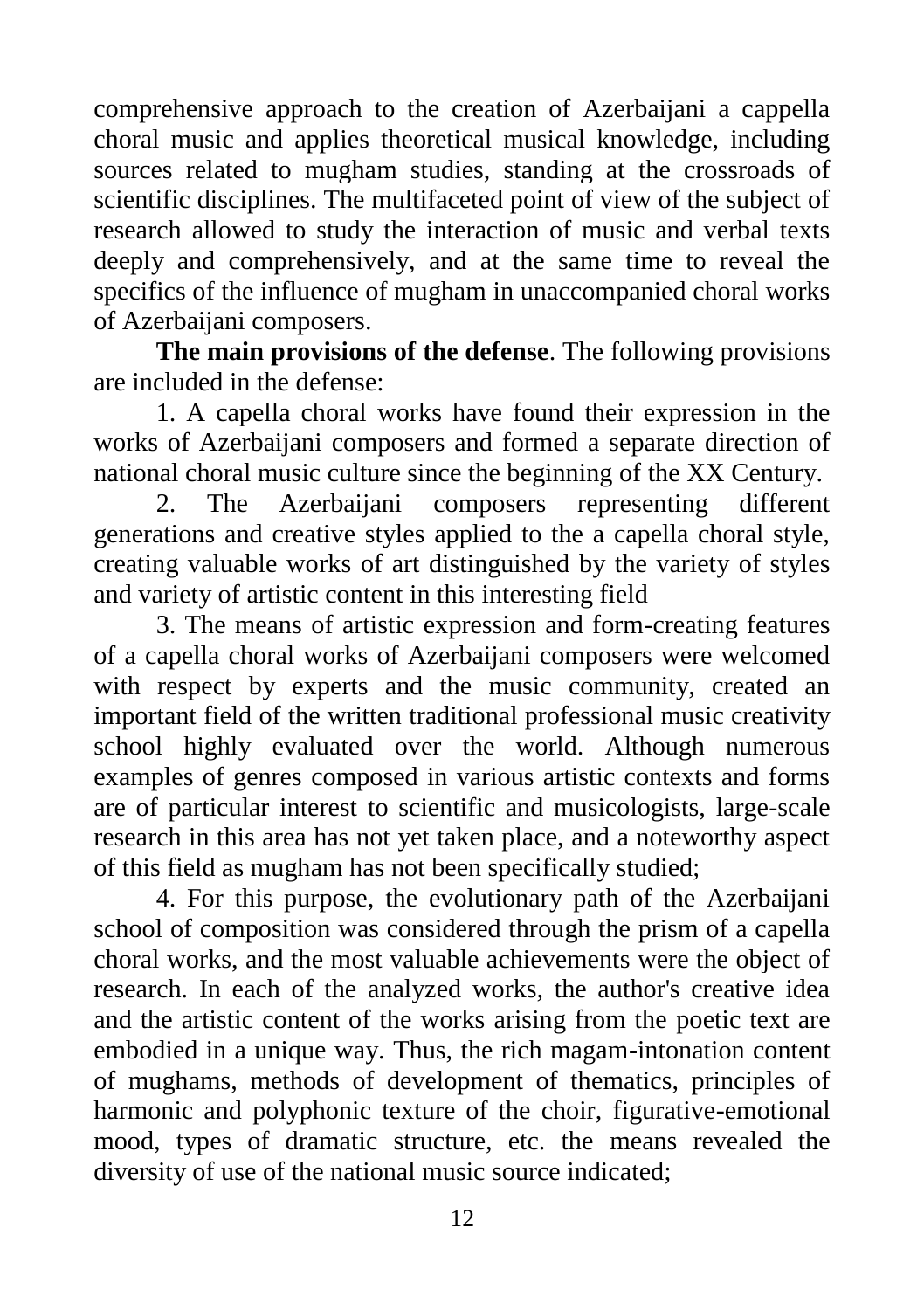comprehensive approach to the creation of Azerbaijani a cappella choral music and applies theoretical musical knowledge, including sources related to mugham studies, standing at the crossroads of scientific disciplines. The multifaceted point of view of the subject of research allowed to study the interaction of music and verbal texts deeply and comprehensively, and at the same time to reveal the specifics of the influence of mugham in unaccompanied choral works of Azerbaijani composers.

**The main provisions of the defense**. The following provisions are included in the defense:

1. A capella choral works have found their expression in the works of Azerbaijani composers and formed a separate direction of national choral music culture since the beginning of the XX Century.

2. The Azerbaijani composers representing different generations and creative styles applied to the a capella choral style, creating valuable works of art distinguished by the variety of styles and variety of artistic content in this interesting field

3. The means of artistic expression and form-creating features of a capella choral works of Azerbaijani composers were welcomed with respect by experts and the music community, created an important field of the written traditional professional music creativity school highly evaluated over the world. Although numerous examples of genres composed in various artistic contexts and forms are of particular interest to scientific and musicologists, large-scale research in this area has not yet taken place, and a noteworthy aspect of this field as mugham has not been specifically studied;

4. For this purpose, the evolutionary path of the Azerbaijani school of composition was considered through the prism of a capella choral works, and the most valuable achievements were the object of research. In each of the analyzed works, the author's creative idea and the artistic content of the works arising from the poetic text are embodied in a unique way. Thus, the rich magam-intonation content of mughams, methods of development of thematics, principles of harmonic and polyphonic texture of the choir, figurative-emotional mood, types of dramatic structure, etc. the means revealed the diversity of use of the national music source indicated;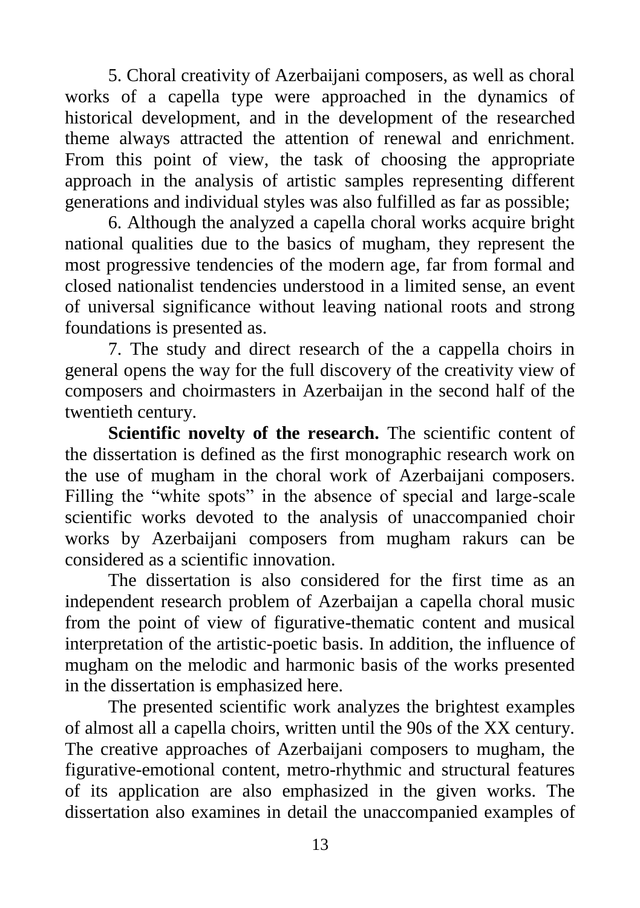5. Choral creativity of Azerbaijani composers, as well as choral works of a capella type were approached in the dynamics of historical development, and in the development of the researched theme always attracted the attention of renewal and enrichment. From this point of view, the task of choosing the appropriate approach in the analysis of artistic samples representing different generations and individual styles was also fulfilled as far as possible;

6. Although the analyzed a capella choral works acquire bright national qualities due to the basics of mugham, they represent the most progressive tendencies of the modern age, far from formal and closed nationalist tendencies understood in a limited sense, an event of universal significance without leaving national roots and strong foundations is presented as.

7. The study and direct research of the a cappella choirs in general opens the way for the full discovery of the creativity view of composers and choirmasters in Azerbaijan in the second half of the twentieth century.

**Scientific novelty of the research.** The scientific content of the dissertation is defined as the first monographic research work on the use of mugham in the choral work of Azerbaijani composers. Filling the "white spots" in the absence of special and large-scale scientific works devoted to the analysis of unaccompanied choir works by Azerbaijani composers from mugham rakurs can be considered as a scientific innovation.

The dissertation is also considered for the first time as an independent research problem of Azerbaijan a capella choral music from the point of view of figurative-thematic content and musical interpretation of the artistic-poetic basis. In addition, the influence of mugham on the melodic and harmonic basis of the works presented in the dissertation is emphasized here.

The presented scientific work analyzes the brightest examples of almost all a capella choirs, written until the 90s of the XX century. The creative approaches of Azerbaijani composers to mugham, the figurative-emotional content, metro-rhythmic and structural features of its application are also emphasized in the given works. The dissertation also examines in detail the unaccompanied examples of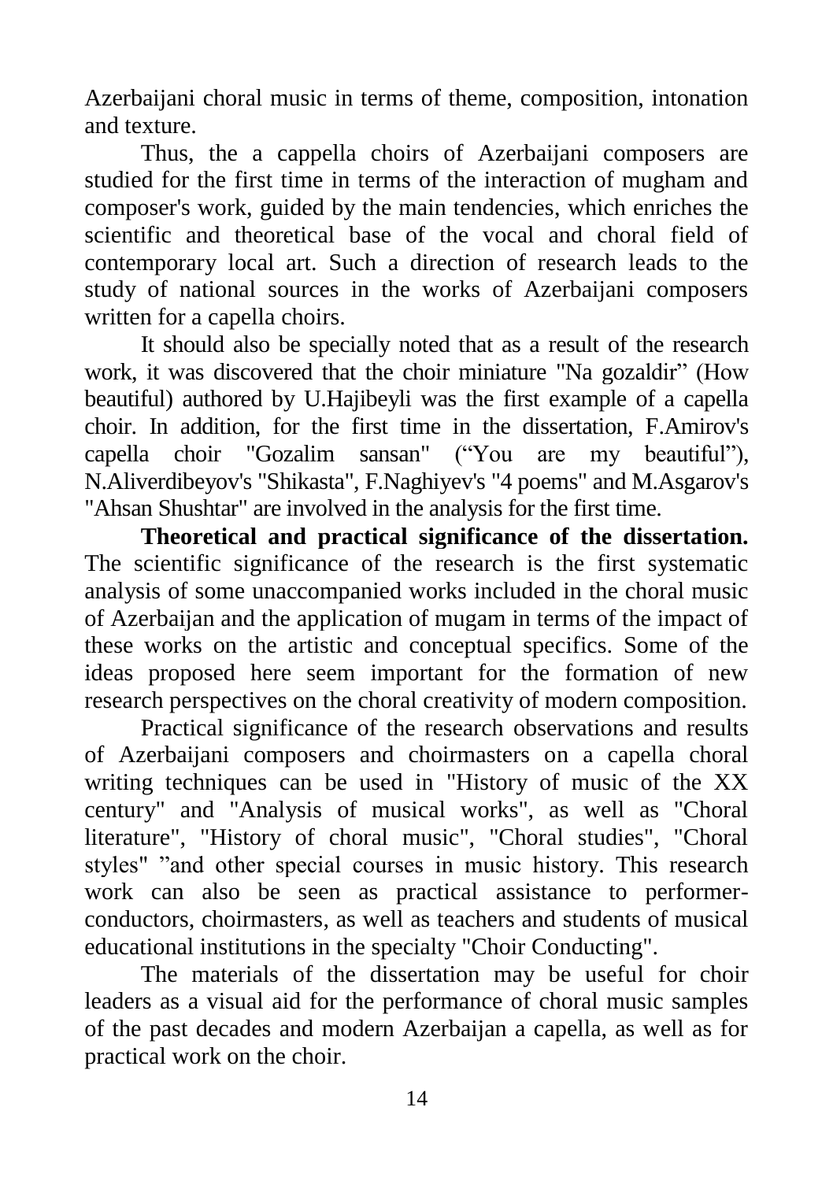Azerbaijani choral music in terms of theme, composition, intonation and texture.

Thus, the a cappella choirs of Azerbaijani composers are studied for the first time in terms of the interaction of mugham and composer's work, guided by the main tendencies, which enriches the scientific and theoretical base of the vocal and choral field of contemporary local art. Such a direction of research leads to the study of national sources in the works of Azerbaijani composers written for a capella choirs.

It should also be specially noted that as a result of the research work, it was discovered that the choir miniature "Na gozaldir" (How beautiful) authored by U.Hajibeyli was the first example of a capella choir. In addition, for the first time in the dissertation, F.Amirov's capella choir "Gozalim sansan" ("You are my beautiful"), N.Aliverdibeyov's "Shikasta", F.Naghiyev's "4 poems" and M.Asgarov's "Ahsan Shushtar" are involved in the analysis for the first time.

**Theoretical and practical significance of the dissertation.** The scientific significance of the research is the first systematic analysis of some unaccompanied works included in the choral music of Azerbaijan and the application of mugam in terms of the impact of these works on the artistic and conceptual specifics. Some of the ideas proposed here seem important for the formation of new research perspectives on the choral creativity of modern composition.

Practical significance of the research observations and results of Azerbaijani composers and choirmasters on a capella choral writing techniques can be used in "History of music of the XX century" and "Analysis of musical works", as well as "Choral literature", "History of choral music", "Choral studies", "Choral styles" "and other special courses in music history. This research work can also be seen as practical assistance to performer-conductors, choirmasters, as well as teachers and students of musical educational institutions in the specialty "Choir Conducting".

The materials of the dissertation may be useful for choir leaders as a visual aid for the performance of choral music samples of the past decades and modern Azerbaijan a capella, as well as for practical work on the choir.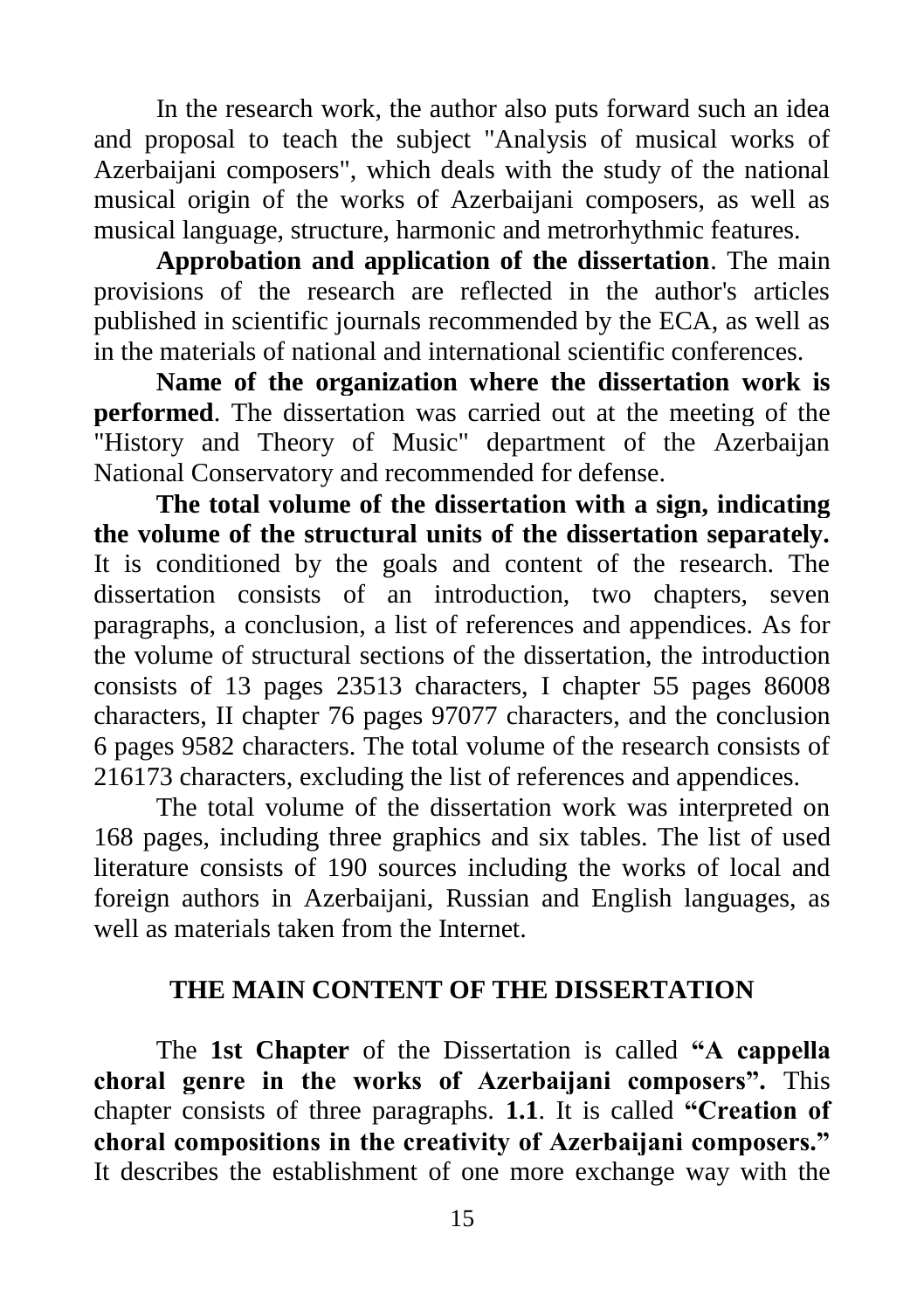In the research work, the author also puts forward such an idea and proposal to teach the subject "Analysis of musical works of Azerbaijani composers", which deals with the study of the national musical origin of the works of Azerbaijani composers, as well as musical language, structure, harmonic and metrorhythmic features.

**Approbation and application of the dissertation**. The main provisions of the research are reflected in the author's articles published in scientific journals recommended by the ECA, as well as in the materials of national and international scientific conferences.

**Name of the organization where the dissertation work is performed**. The dissertation was carried out at the meeting of the "History and Theory of Music" department of the Azerbaijan National Conservatory and recommended for defense.

**The total volume of the dissertation with a sign, indicating the volume of the structural units of the dissertation separately.** It is conditioned by the goals and content of the research. The dissertation consists of an introduction, two chapters, seven paragraphs, a conclusion, a list of references and appendices. As for the volume of structural sections of the dissertation, the introduction consists of 13 pages 23513 characters, I chapter 55 pages 86008 characters, II chapter 76 pages 97077 characters, and the conclusion 6 pages 9582 characters. The total volume of the research consists of 216173 characters, excluding the list of references and appendices.

The total volume of the dissertation work was interpreted on 168 pages, including three graphics and six tables. The list of used literature consists of 190 sources including the works of local and foreign authors in Azerbaijani, Russian and English languages, as well as materials taken from the Internet.

## THE MAIN CONTENT OF THE DISSERTATION

The **1st Chapter** of the Dissertation is called **"A cappella choral genre in the works of Azerbaijani composers".** This chapter consists of three paragraphs. **1.1**. It is called **"Creation of choral compositions in the creativity of Azerbaijani composers."** It describes the establishment of one more exchange way with the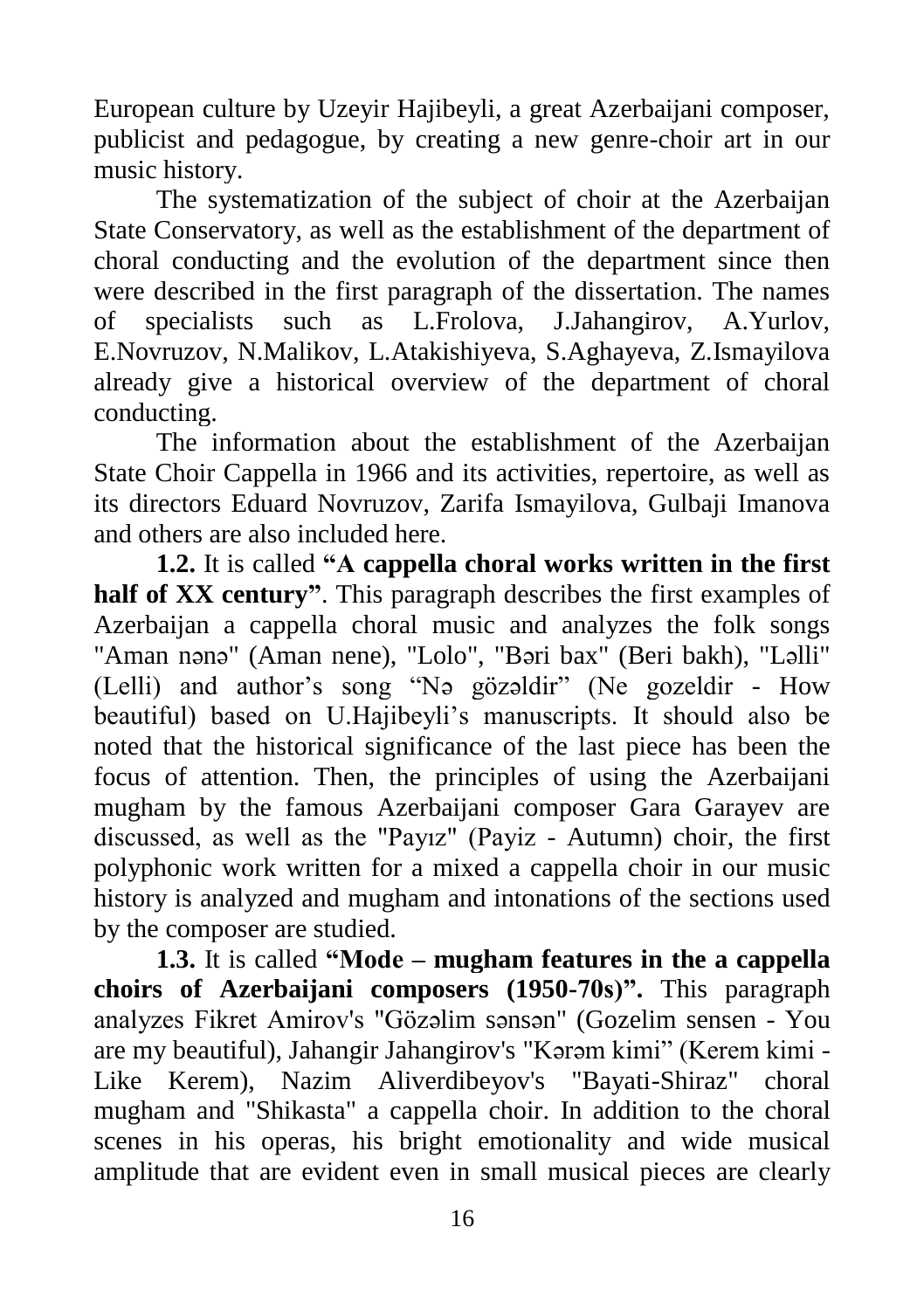European culture by Uzeyir Hajibeyli, a great Azerbaijani composer, publicist and pedagogue, by creating a new genre-choir art in our music history.

The systematization of the subject of choir at the Azerbaijan State Conservatory, as well as the establishment of the department of choral conducting and the evolution of the department since then were described in the first paragraph of the dissertation. The names of specialists such as L.Frolova, J.Jahangirov, A.Yurlov, E.Novruzov, N.Malikov, L.Atakishiyeva, S.Aghayeva, Z.Ismayilova already give a historical overview of the department of choral conducting.

The information about the establishment of the Azerbaijan State Choir Cappella in 1966 and its activities, repertoire, as well as its directors Eduard Novruzov, Zarifa Ismayilova, Gulbaji Imanova and others are also included here.

**1.2.** It is called **"A cappella choral works written in the first half of XX century"**. This paragraph describes the first examples of Azerbaijan a cappella choral music and analyzes the folk songs "Aman nənə" (Aman nene), "Lolo", "Bəri bax" (Beri bakh), "Ləlli" (Lelli) and author's song "Nə gözəldir" (Ne gozeldir - How beautiful) based on U.Hajibeyli's manuscripts. It should also be noted that the historical significance of the last piece has been the focus of attention. Then, the principles of using the Azerbaijani mugham by the famous Azerbaijani composer Gara Garayev are discussed, as well as the "Payız" (Payiz - Autumn) choir, the first polyphonic work written for a mixed a cappella choir in our music history is analyzed and mugham and intonations of the sections used by the composer are studied.

**1.3.** It is called **"Mode – mugham features in the a cappella choirs of Azerbaijani composers (1950-70s)".** This paragraph analyzes Fikret Amirov's "Gözəlim sənsən" (Gozelim sensen - You are my beautiful), Jahangir Jahangirov's "Kərəm kimi" (Kerem kimi - Like Kerem), Nazim Aliverdibeyov's "Bayati-Shiraz" choral mugham and "Shikasta" a cappella choir. In addition to the choral scenes in his operas, his bright emotionality and wide musical amplitude that are evident even in small musical pieces are clearly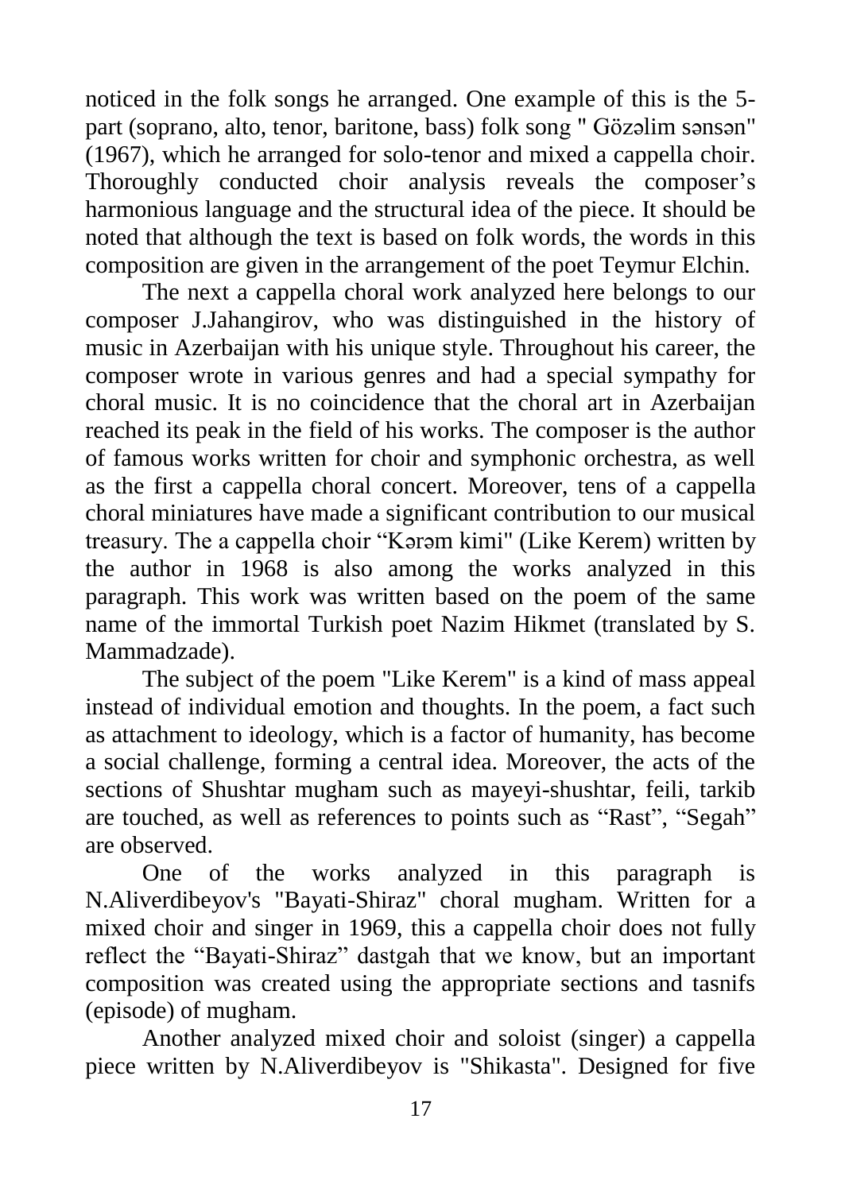noticed in the folk songs he arranged. One example of this is the 5-part (soprano, alto, tenor, baritone, bass) folk song " Gözəlim sənsən" (1967), which he arranged for solo-tenor and mixed a cappella choir. Thoroughly conducted choir analysis reveals the composer's harmonious language and the structural idea of the piece. It should be noted that although the text is based on folk words, the words in this composition are given in the arrangement of the poet Teymur Elchin.

The next a cappella choral work analyzed here belongs to our composer J.Jahangirov, who was distinguished in the history of music in Azerbaijan with his unique style. Throughout his career, the composer wrote in various genres and had a special sympathy for choral music. It is no coincidence that the choral art in Azerbaijan reached its peak in the field of his works. The composer is the author of famous works written for choir and symphonic orchestra, as well as the first a cappella choral concert. Moreover, tens of a cappella choral miniatures have made a significant contribution to our musical treasury. The a cappella choir "Kərəm kimi" (Like Kerem) written by the author in 1968 is also among the works analyzed in this paragraph. This work was written based on the poem of the same name of the immortal Turkish poet Nazim Hikmet (translated by S. Mammadzade).

The subject of the poem "Like Kerem" is a kind of mass appeal instead of individual emotion and thoughts. In the poem, a fact such as attachment to ideology, which is a factor of humanity, has become a social challenge, forming a central idea. Moreover, the acts of the sections of Shushtar mugham such as mayeyi-shushtar, feili, tarkib are touched, as well as references to points such as "Rast", "Segah" are observed.

One of the works analyzed in this paragraph is N.Aliverdibeyov's "Bayati-Shiraz" choral mugham. Written for a mixed choir and singer in 1969, this a cappella choir does not fully reflect the "Bayati-Shiraz" dastgah that we know, but an important composition was created using the appropriate sections and tasnifs (episode) of mugham.

Another analyzed mixed choir and soloist (singer) a cappella piece written by N.Aliverdibeyov is "Shikasta". Designed for five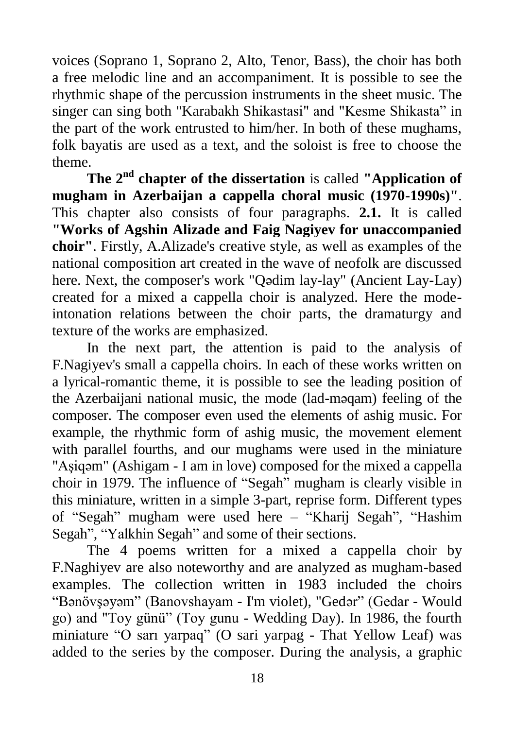voices (Soprano 1, Soprano 2, Alto, Tenor, Bass), the choir has both a free melodic line and an accompaniment. It is possible to see the rhythmic shape of the percussion instruments in the sheet music. The singer can sing both "Karabakh Shikastasi" and "Kesme Shikasta" in the part of the work entrusted to him/her. In both of these mughams, folk bayatis are used as a text, and the soloist is free to choose the theme.

**The 2nd chapter of the dissertation** is called **"Application of mugham in Azerbaijan a cappella choral music (1970-1990s)"**. This chapter also consists of four paragraphs. **2.1.** It is called **"Works of Agshin Alizade and Faig Nagiyev for unaccompanied choir"**. Firstly, A.Alizade's creative style, as well as examples of the national composition art created in the wave of neofolk are discussed here. Next, the composer's work "Qədim lay-lay" (Ancient Lay-Lay) created for a mixed a cappella choir is analyzed. Here the mode-intonation relations between the choir parts, the dramaturgy and texture of the works are emphasized.

In the next part, the attention is paid to the analysis of F.Nagiyev's small a cappella choirs. In each of these works written on a lyrical-romantic theme, it is possible to see the leading position of the Azerbaijani national music, the mode (lad-məqam) feeling of the composer. The composer even used the elements of ashig music. For example, the rhythmic form of ashig music, the movement element with parallel fourths, and our mughams were used in the miniature "Aşiqəm" (Ashigam - I am in love) composed for the mixed a cappella choir in 1979. The influence of "Segah" mugham is clearly visible in this miniature, written in a simple 3-part, reprise form. Different types of "Segah" mugham were used here – "Kharij Segah", "Hashim Segah", "Yalkhin Segah" and some of their sections.

The 4 poems written for a mixed a cappella choir by F.Naghiyev are also noteworthy and are analyzed as mugham-based examples. The collection written in 1983 included the choirs "Bənövşəyəm" (Banovshayam - I'm violet), "Gedər" (Gedar - Would go) and "Toy günü" (Toy gunu - Wedding Day). In 1986, the fourth miniature "O sarı yarpaq" (O sari yarpag - That Yellow Leaf) was added to the series by the composer. During the analysis, a graphic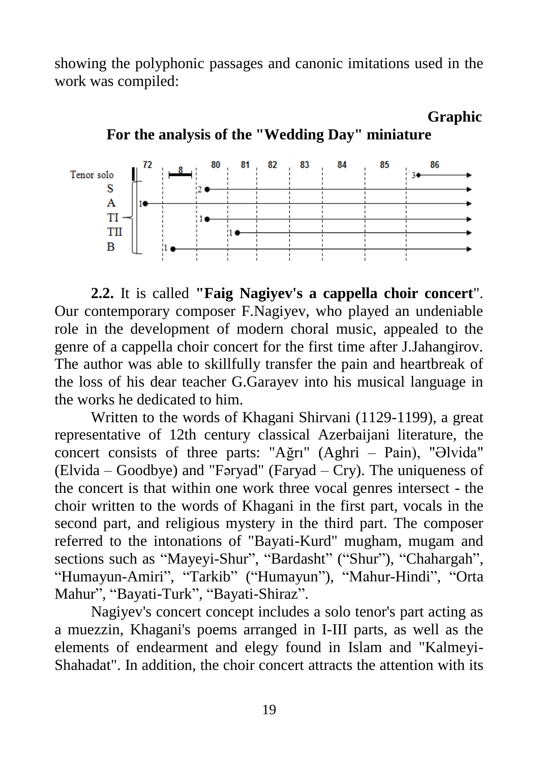showing the polyphonic passages and canonic imitations used in the work was compiled:

**Graphic**

**For the analysis of the "Wedding Day" miniature**

**2.2.** It is called **"Faig Nagiyev's a cappella choir concert**". Our contemporary composer F.Nagiyev, who played an undeniable role in the development of modern choral music, appealed to the genre of a cappella choir concert for the first time after J.Jahangirov. The author was able to skillfully transfer the pain and heartbreak of the loss of his dear teacher G.Garayev into his musical language in the works he dedicated to him.

Written to the words of Khagani Shirvani (1129-1199), a great representative of 12th century classical Azerbaijani literature, the concert consists of three parts: "Ağrı" (Aghri – Pain), "Əlvida" (Elvida – Goodbye) and "Fəryad" (Faryad – Cry). The uniqueness of the concert is that within one work three vocal genres intersect - the choir written to the words of Khagani in the first part, vocals in the second part, and religious mystery in the third part. The composer referred to the intonations of "Bayati-Kurd" mugham, mugam and sections such as "Mayeyi-Shur", "Bardasht" ("Shur"), "Chahargah", "Humayun-Amiri", "Tarkib" ("Humayun"), "Mahur-Hindi", "Orta Mahur", "Bayati-Turk", "Bayati-Shiraz".

Nagiyev's concert concept includes a solo tenor's part acting as a muezzin, Khagani's poems arranged in I-III parts, as well as the elements of endearment and elegy found in Islam and "Kalmeyi-Shahadat". In addition, the choir concert attracts the attention with its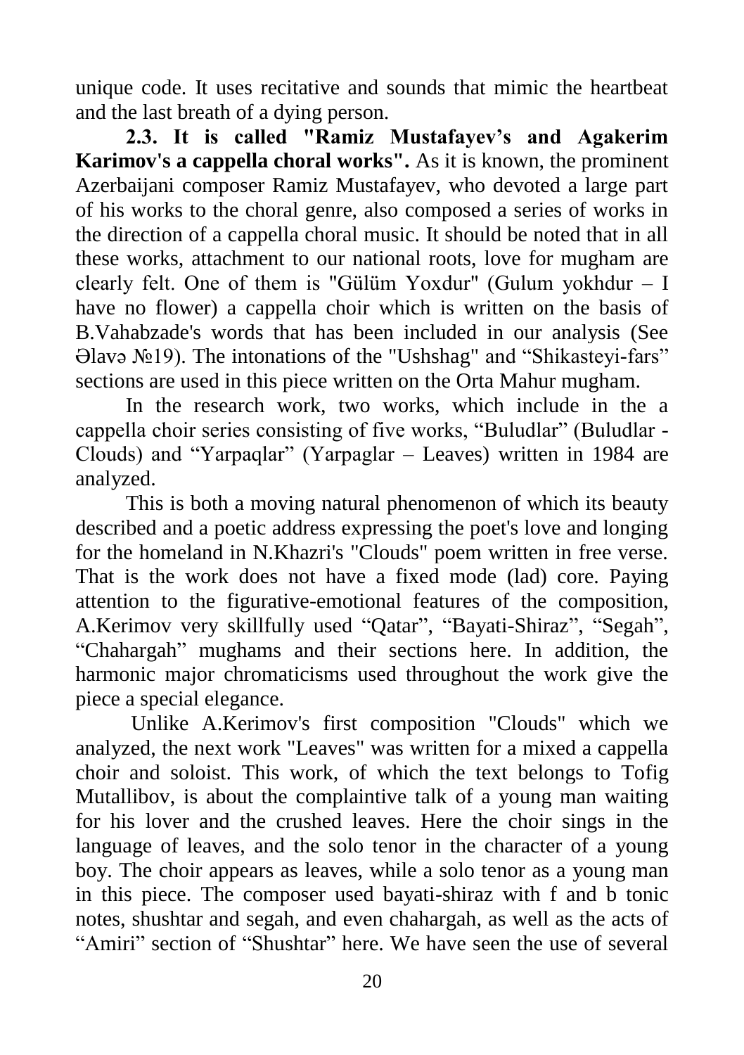unique code. It uses recitative and sounds that mimic the heartbeat and the last breath of a dying person.

**2.3. It is called "Ramiz Mustafayev's and Agakerim Karimov's a cappella choral works".** As it is known, the prominent Azerbaijani composer Ramiz Mustafayev, who devoted a large part of his works to the choral genre, also composed a series of works in the direction of a cappella choral music. It should be noted that in all these works, attachment to our national roots, love for mugham are clearly felt. One of them is "Gülüm Yoxdur" (Gulum yokhdur – I have no flower) a cappella choir which is written on the basis of B.Vahabzade's words that has been included in our analysis (See Əlavə №19). The intonations of the "Ushshag" and "Shikasteyi-fars" sections are used in this piece written on the Orta Mahur mugham.

In the research work, two works, which include in the a cappella choir series consisting of five works, "Buludlar" (Buludlar - Clouds) and "Yarpaqlar" (Yarpaglar – Leaves) written in 1984 are analyzed.

This is both a moving natural phenomenon of which its beauty described and a poetic address expressing the poet's love and longing for the homeland in N.Khazri's "Clouds" poem written in free verse. That is the work does not have a fixed mode (lad) core. Paying attention to the figurative-emotional features of the composition, A.Kerimov very skillfully used "Qatar", "Bayati-Shiraz", "Segah", "Chahargah" mughams and their sections here. In addition, the harmonic major chromaticisms used throughout the work give the piece a special elegance.

Unlike A.Kerimov's first composition "Clouds" which we analyzed, the next work "Leaves" was written for a mixed a cappella choir and soloist. This work, of which the text belongs to Tofig Mutallibov, is about the complaintive talk of a young man waiting for his lover and the crushed leaves. Here the choir sings in the language of leaves, and the solo tenor in the character of a young boy. The choir appears as leaves, while a solo tenor as a young man in this piece. The composer used bayati-shiraz with f and b tonic notes, shushtar and segah, and even chahargah, as well as the acts of "Amiri" section of "Shushtar" here. We have seen the use of several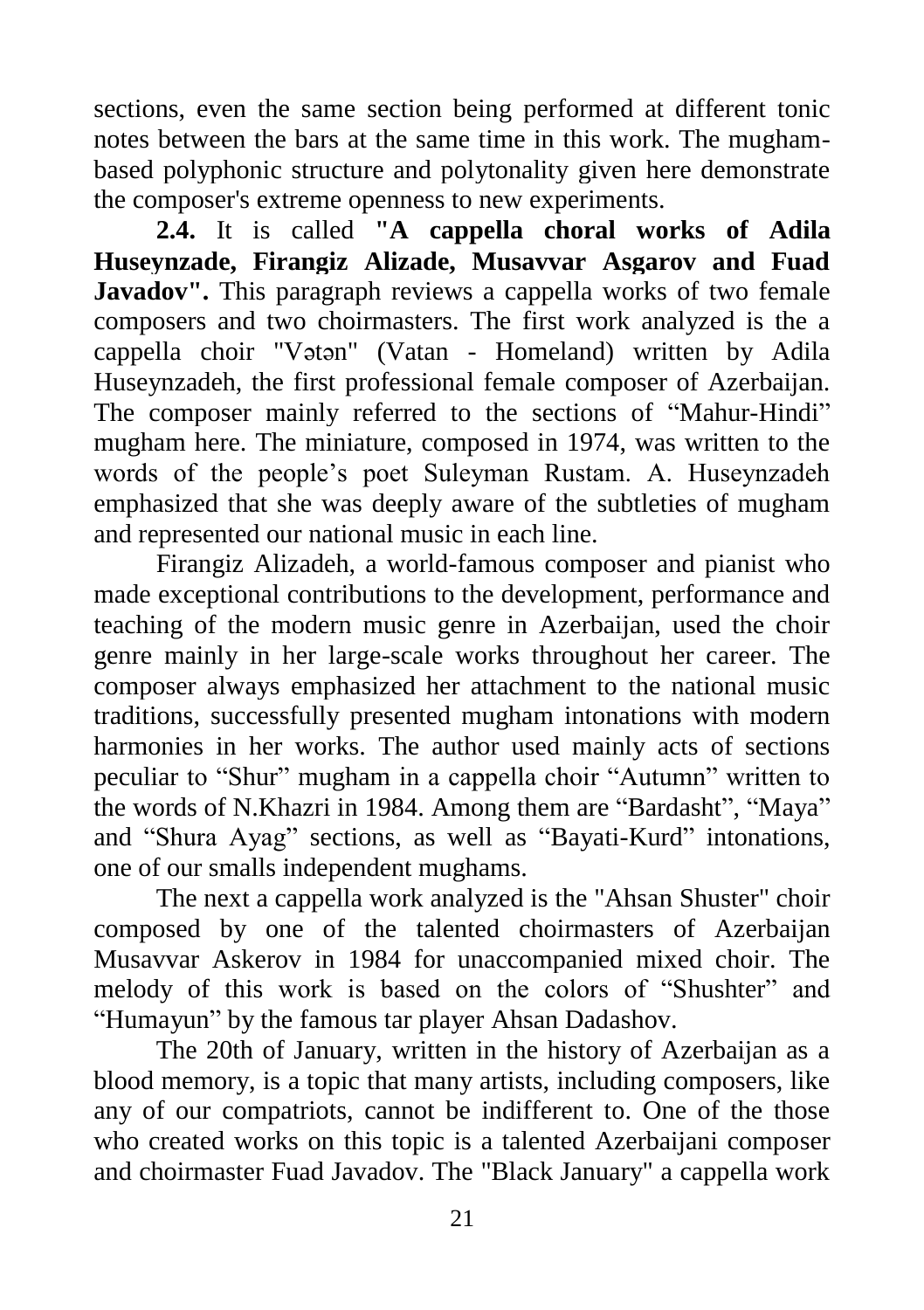sections, even the same section being performed at different tonic notes between the bars at the same time in this work. The mugham-based polyphonic structure and polytonality given here demonstrate the composer's extreme openness to new experiments.

**2.4.** It is called **"A cappella choral works of Adila Huseynzade, Firangiz Alizade, Musavvar Asgarov and Fuad Javadov".** This paragraph reviews a cappella works of two female composers and two choirmasters. The first work analyzed is the a cappella choir "Vətən" (Vatan - Homeland) written by Adila Huseynzadeh, the first professional female composer of Azerbaijan. The composer mainly referred to the sections of "Mahur-Hindi" mugham here. The miniature, composed in 1974, was written to the words of the people's poet Suleyman Rustam. A. Huseynzadeh emphasized that she was deeply aware of the subtleties of mugham and represented our national music in each line.

Firangiz Alizadeh, a world-famous composer and pianist who made exceptional contributions to the development, performance and teaching of the modern music genre in Azerbaijan, used the choir genre mainly in her large-scale works throughout her career. The composer always emphasized her attachment to the national music traditions, successfully presented mugham intonations with modern harmonies in her works. The author used mainly acts of sections peculiar to "Shur" mugham in a cappella choir "Autumn" written to the words of N.Khazri in 1984. Among them are "Bardasht", "Maya" and "Shura Ayag" sections, as well as "Bayati-Kurd" intonations, one of our smalls independent mughams.

The next a cappella work analyzed is the "Ahsan Shuster" choir composed by one of the talented choirmasters of Azerbaijan Musavvar Askerov in 1984 for unaccompanied mixed choir. The melody of this work is based on the colors of "Shushter" and "Humayun" by the famous tar player Ahsan Dadashov.

The 20th of January, written in the history of Azerbaijan as a blood memory, is a topic that many artists, including composers, like any of our compatriots, cannot be indifferent to. One of the those who created works on this topic is a talented Azerbaijani composer and choirmaster Fuad Javadov. The "Black January" a cappella work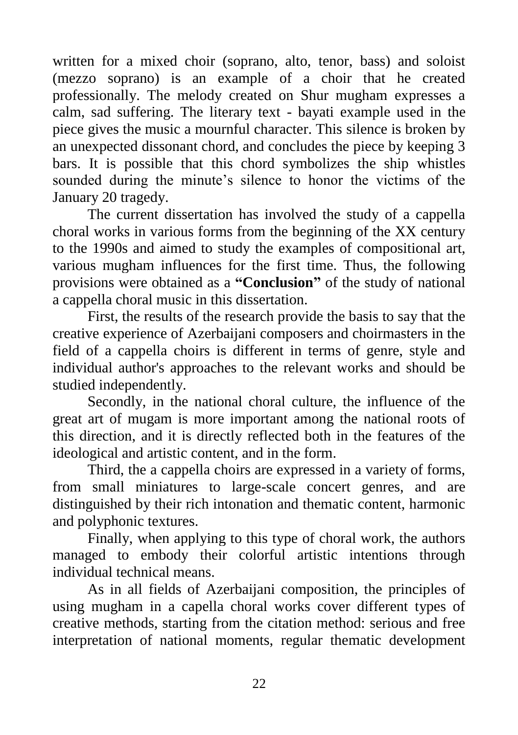written for a mixed choir (soprano, alto, tenor, bass) and soloist (mezzo soprano) is an example of a choir that he created professionally. The melody created on Shur mugham expresses a calm, sad suffering. The literary text - bayati example used in the piece gives the music a mournful character. This silence is broken by an unexpected dissonant chord, and concludes the piece by keeping 3 bars. It is possible that this chord symbolizes the ship whistles sounded during the minute's silence to honor the victims of the January 20 tragedy.

The current dissertation has involved the study of a cappella choral works in various forms from the beginning of the XX century to the 1990s and aimed to study the examples of compositional art, various mugham influences for the first time. Thus, the following provisions were obtained as a **"Conclusion"** of the study of national a cappella choral music in this dissertation.

First, the results of the research provide the basis to say that the creative experience of Azerbaijani composers and choirmasters in the field of a cappella choirs is different in terms of genre, style and individual author's approaches to the relevant works and should be studied independently.

Secondly, in the national choral culture, the influence of the great art of mugam is more important among the national roots of this direction, and it is directly reflected both in the features of the ideological and artistic content, and in the form.

Third, the a cappella choirs are expressed in a variety of forms, from small miniatures to large-scale concert genres, and are distinguished by their rich intonation and thematic content, harmonic and polyphonic textures.

Finally, when applying to this type of choral work, the authors managed to embody their colorful artistic intentions through individual technical means.

As in all fields of Azerbaijani composition, the principles of using mugham in a capella choral works cover different types of creative methods, starting from the citation method: serious and free interpretation of national moments, regular thematic development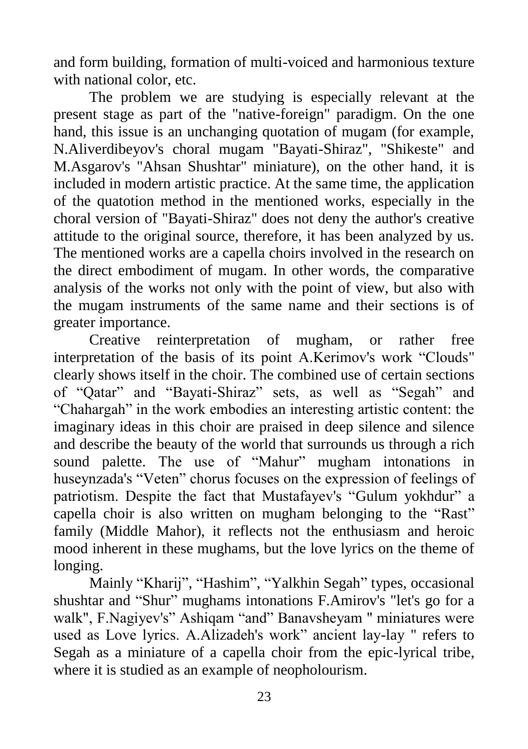and form building, formation of multi-voiced and harmonious texture with national color, etc.

The problem we are studying is especially relevant at the present stage as part of the "native-foreign" paradigm. On the one hand, this issue is an unchanging quotation of mugam (for example, N.Aliverdibeyov's choral mugam "Bayati-Shiraz", "Shikeste" and M.Asgarov's "Ahsan Shushtar" miniature), on the other hand, it is included in modern artistic practice. At the same time, the application of the quatotion method in the mentioned works, especially in the choral version of "Bayati-Shiraz" does not deny the author's creative attitude to the original source, therefore, it has been analyzed by us. The mentioned works are a capella choirs involved in the research on the direct embodiment of mugam. In other words, the comparative analysis of the works not only with the point of view, but also with the mugam instruments of the same name and their sections is of greater importance.

Creative reinterpretation of mugham, or rather free interpretation of the basis of its point A.Kerimov's work “Clouds" clearly shows itself in the choir. The combined use of certain sections of “Qatar” and “Bayati-Shiraz” sets, as well as “Segah” and “Chahargah” in the work embodies an interesting artistic content: the imaginary ideas in this choir are praised in deep silence and silence and describe the beauty of the world that surrounds us through a rich sound palette. The use of “Mahur” mugham intonations in huseynzada's “Veten” chorus focuses on the expression of feelings of patriotism. Despite the fact that Mustafayev's “Gulum yokhdur” a capella choir is also written on mugham belonging to the “Rast” family (Middle Mahor), it reflects not the enthusiasm and heroic mood inherent in these mughams, but the love lyrics on the theme of longing.

Mainly “Kharij”, “Hashim”, “Yalkhin Segah” types, occasional shushtar and “Shur” mughams intonations F.Amirov's "let's go for a walk", F.Nagiyev's” Ashiqam “and” Banavsheyam " miniatures were used as Love lyrics. A.Alizadeh's work” ancient lay-lay " refers to Segah as a miniature of a capella choir from the epic-lyrical tribe, where it is studied as an example of neopholourism.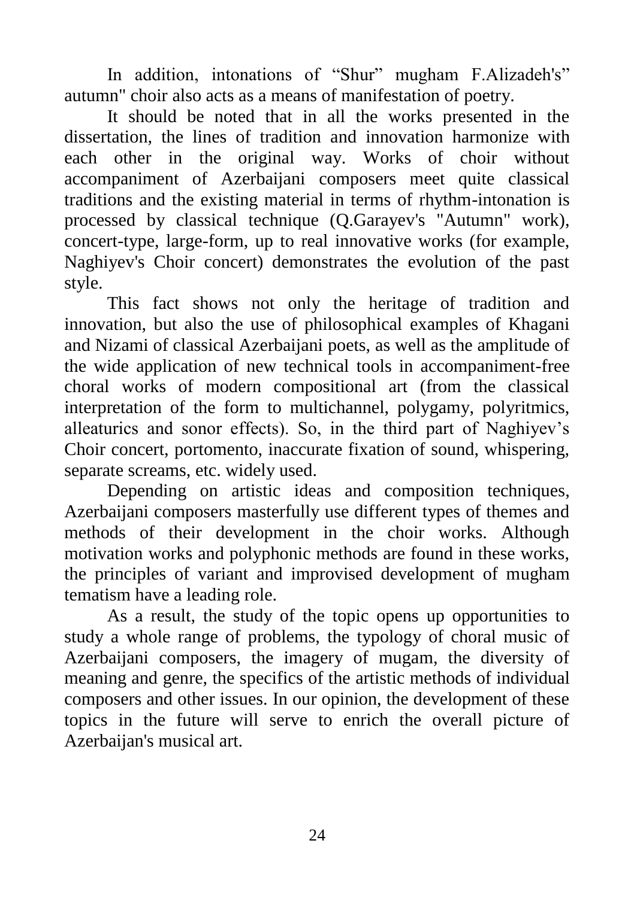In addition, intonations of “Shur” mugham F.Alizadeh's” autumn" choir also acts as a means of manifestation of poetry.

It should be noted that in all the works presented in the dissertation, the lines of tradition and innovation harmonize with each other in the original way. Works of choir without accompaniment of Azerbaijani composers meet quite classical traditions and the existing material in terms of rhythm-intonation is processed by classical technique (Q.Garayev's "Autumn" work), concert-type, large-form, up to real innovative works (for example, Naghiyev's Choir concert) demonstrates the evolution of the past style.

This fact shows not only the heritage of tradition and innovation, but also the use of philosophical examples of Khagani and Nizami of classical Azerbaijani poets, as well as the amplitude of the wide application of new technical tools in accompaniment-free choral works of modern compositional art (from the classical interpretation of the form to multichannel, polygamy, polyritmics, alleaturics and sonor effects). So, in the third part of Naghiyev’s Choir concert, portomento, inaccurate fixation of sound, whispering, separate screams, etc. widely used.

Depending on artistic ideas and composition techniques, Azerbaijani composers masterfully use different types of themes and methods of their development in the choir works. Although motivation works and polyphonic methods are found in these works, the principles of variant and improvised development of mugham tematism have a leading role.

As a result, the study of the topic opens up opportunities to study a whole range of problems, the typology of choral music of Azerbaijani composers, the imagery of mugam, the diversity of meaning and genre, the specifics of the artistic methods of individual composers and other issues. In our opinion, the development of these topics in the future will serve to enrich the overall picture of Azerbaijan's musical art.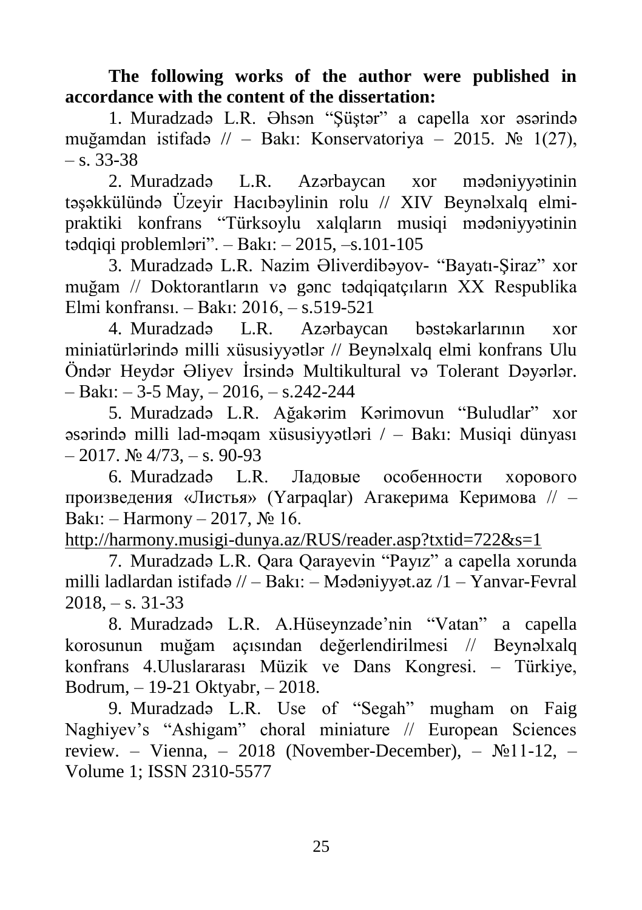**The following works of the author were published in accordance with the content of the dissertation:**

1. Muradzadə L.R. Əhsən "Şüştər" a capella xor əsərində muğamdan istifadə // – Bakı: Konservatoriya – 2015. № 1(27), – s. 33-38
2. Muradzadə L.R. Azərbaycan xor mədəniyyətinin təşəkkülündə Üzeyir Hacıbəylinin rolu // XIV Beynəlxalq elmi-praktiki konfrans "Türksoylu xalqların musiqi mədəniyyətinin tədqiqi problemləri". – Bakı: – 2015, –s.101-105
3. Muradzadə L.R. Nazim Əliverdibəyov- "Bayatı-Şiraz" xor muğam // Doktorantların və gənc tədqiqatçıların XX Respublika Elmi konfransı. – Bakı: 2016, – s.519-521
4. Muradzadə L.R. Azərbaycan bəstəkarlarının xor miniatürlərində milli xüsusiyyətlər // Beynəlxalq elmi konfrans Ulu Öndər Heydər Əliyev İrsində Multikultural və Tolerant Dəyərlər. – Bakı: – 3-5 May, – 2016, – s.242-244
5. Muradzadə L.R. Ağakərim Kərimovun "Buludlar" xor əsərində milli lad-məqam xüsusiyyətləri / – Bakı: Musiqi dünyası – 2017. № 4/73, – s. 90-93
6. Muradzadə L.R. Ладовые особенности хорового произведения «Листья» (Yarpaqlar) Агакерима Керимова // – Bakı: – Harmony – 2017, № 16. http://harmony.musigi-dunya.az/RUS/reader.asp?txtid=722&s=1
7. Muradzadə L.R. Qara Qarayevin "Payız" a capella xorunda milli ladlardan istifadə // – Bakı: – Mədəniyyət.az /1 – Yanvar-Fevral 2018, – s. 31-33
8. Muradzadə L.R. A.Hüseynzade'nin "Vatan" a capella korosunun muğam açısından değerlendirilmesi // Beynəlxalq konfrans 4.Uluslararası Müzik ve Dans Kongresi. – Türkiye, Bodrum, – 19-21 Oktyabr, – 2018.
9. Muradzadə L.R. Use of "Segah" mugham on Faig Naghiyev's "Ashigam" choral miniature // European Sciences review. – Vienna, – 2018 (November-December), – №11-12, – Volume 1; ISSN 2310-5577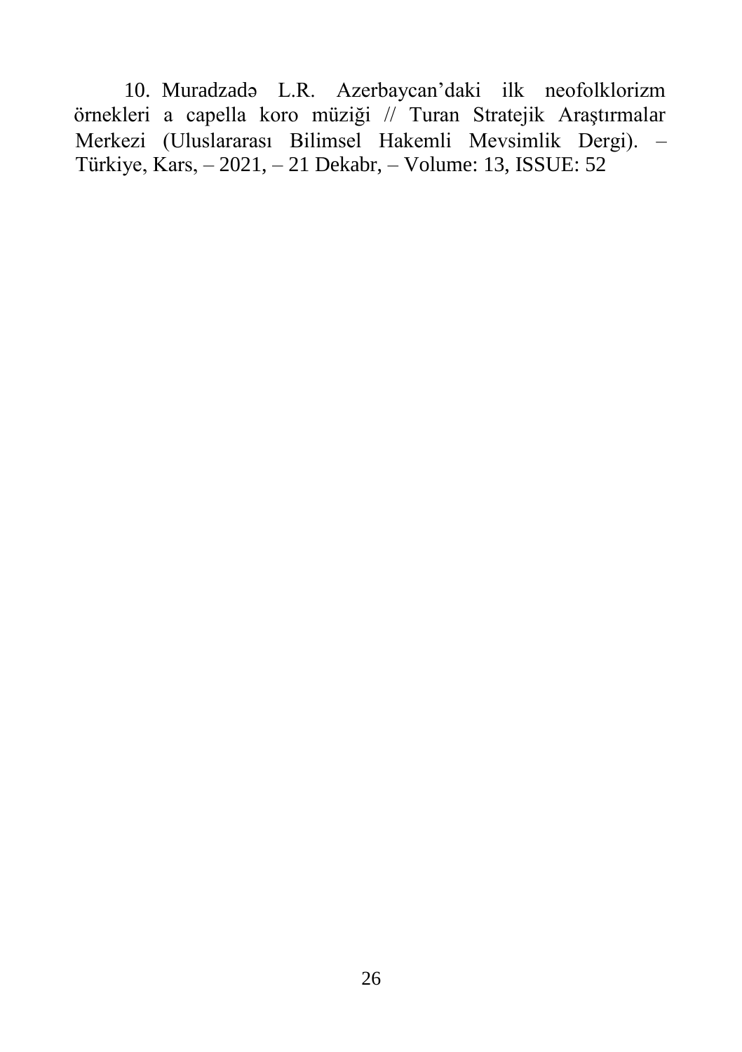10. Muradzadə L.R. Azerbaycan'daki ilk neofolklorizm örnekleri a capella koro müziği // Turan Stratejik Araştırmalar Merkezi (Uluslararası Bilimsel Hakemli Mevsimlik Dergi). – Türkiye, Kars, – 2021, – 21 Dekabr, – Volume: 13, ISSUE: 52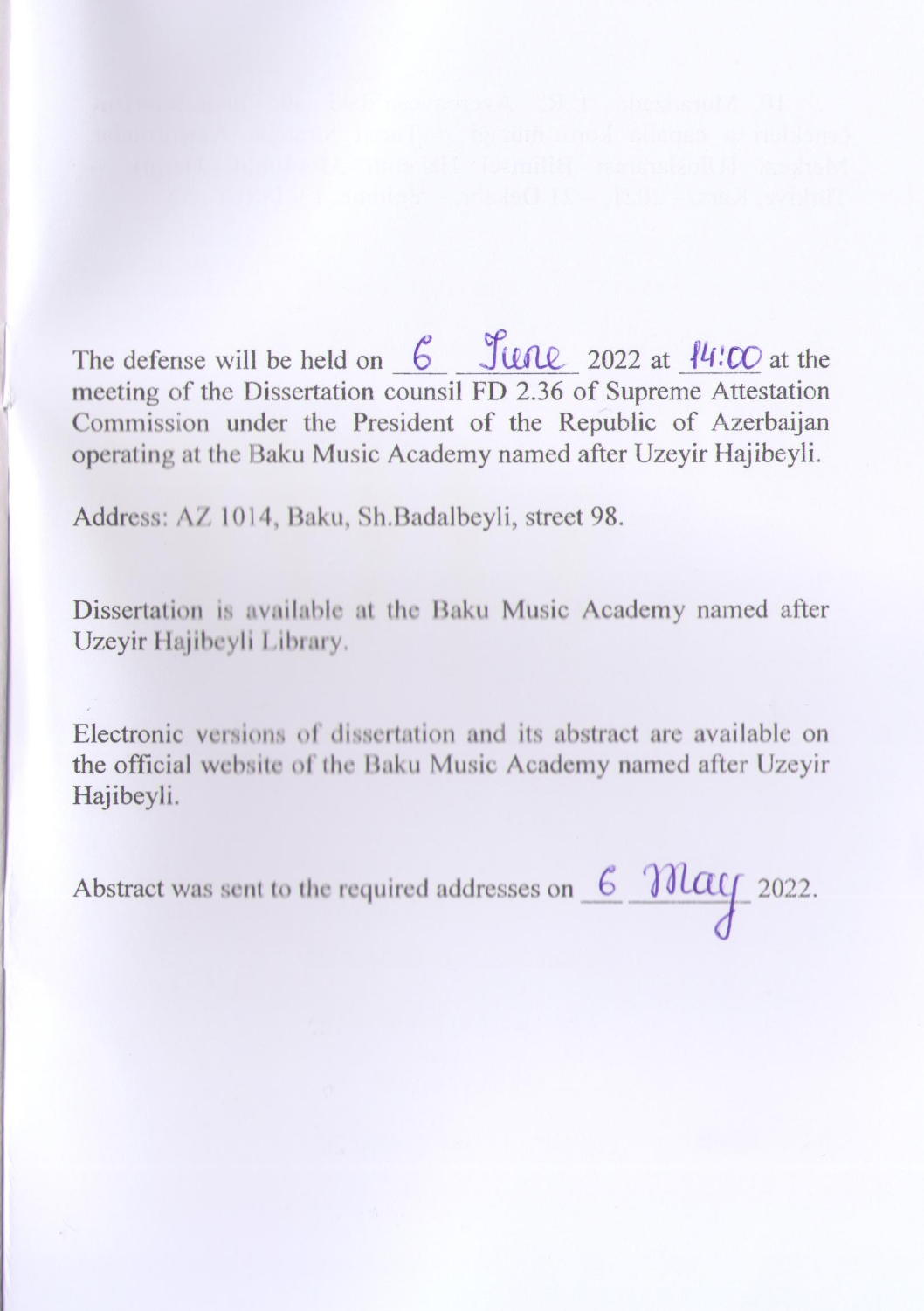The defense will be held on 6 June 2022 at 14:00 at the meeting of the Dissertation counsil FD 2.36 of Supreme Attestation Commission under the President of the Republic of Azerbaijan operating at the Baku Music Academy named after Uzeyir Hajibeyli.

Address: AZ 1014, Baku, Sh.Badalbeyli, street 98.

Dissertation is available at the Baku Music Academy named after Uzeyir Hajibeyli Library.

Electronic versions of dissertation and its abstract are available on the official website of the Baku Music Academy named after Uzeyir Hajibeyli.

Abstract was sent to the required addresses on 6 May 2022.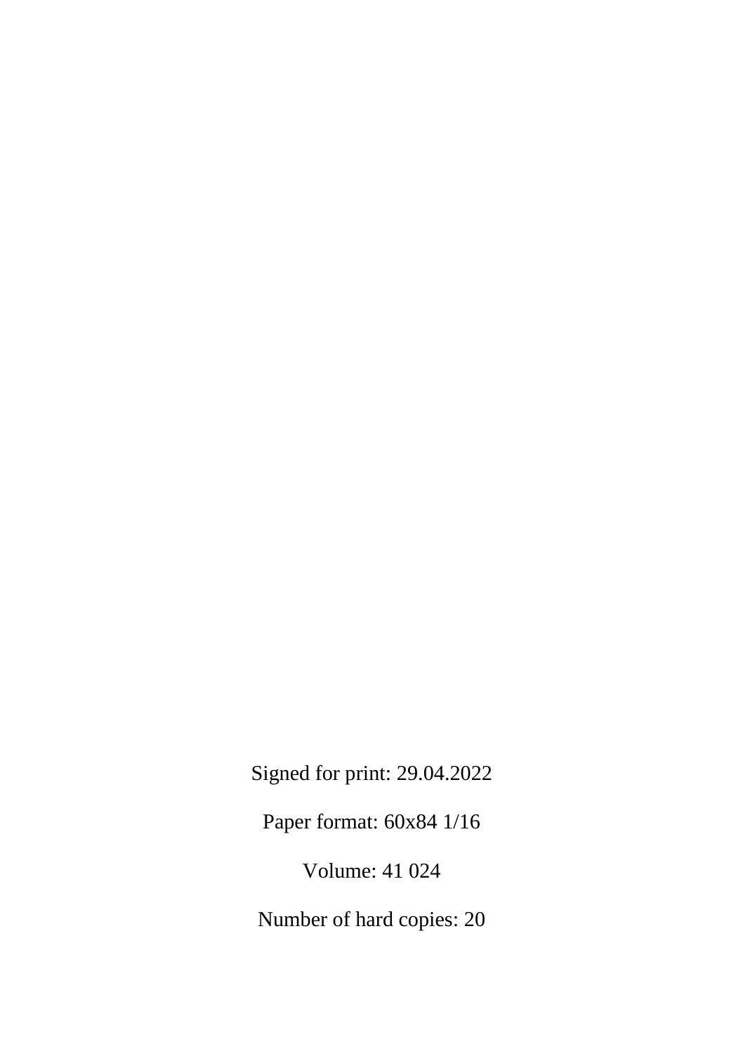Signed for print: 29.04.2022

Paper format: 60x84 1/16

Volume: 41 024

Number of hard copies: 20